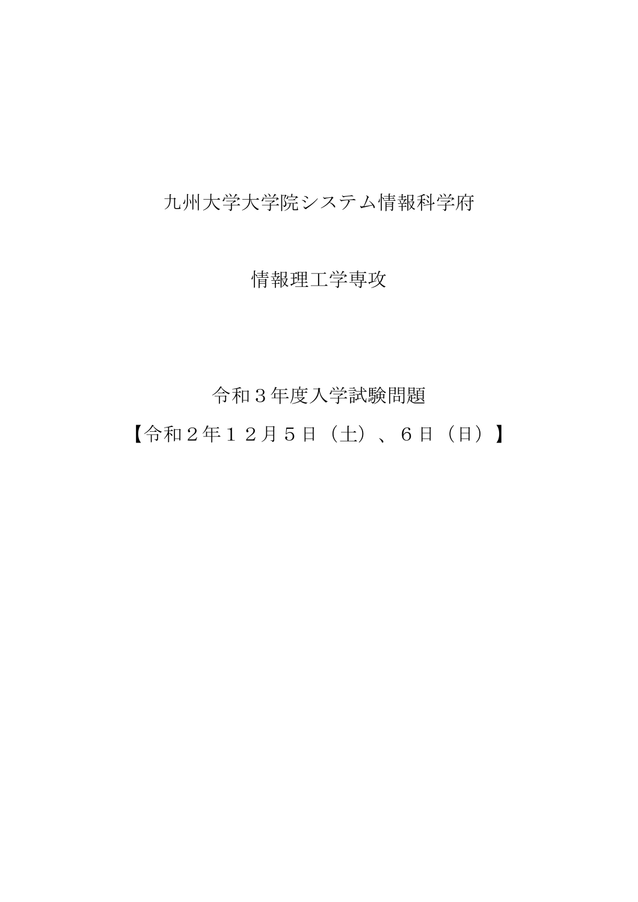九州大学大学院システム情報科学府

情報理工学専攻

令和３年度入学試験問題

【令和２年１２月５日（土）、６日（日）】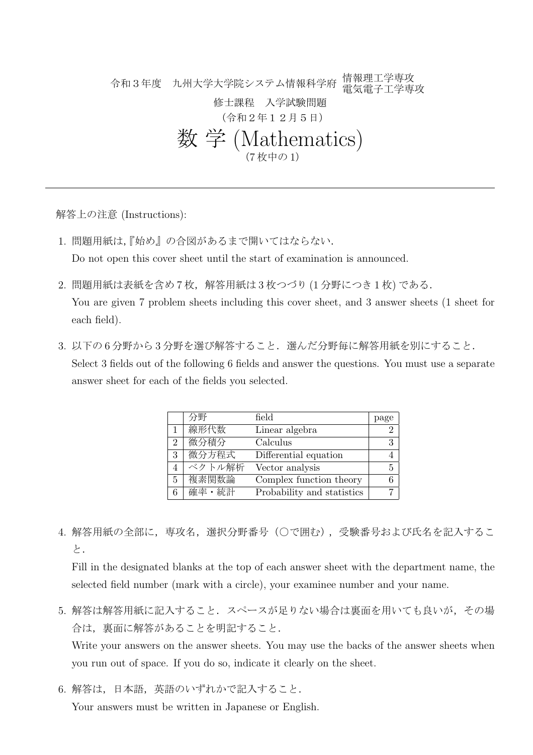令和３年度　九州大学大学院システム情報科学府　情報理工学専攻
電気電子工学専攻

修士課程　入学試験問題

（令和２年１２月５日）

# 数 学 (Mathematics)

(7 枚中の 1)

---

解答上の注意 (Instructions):

1. 問題用紙は,『始め』の合図があるまで開いてはならない.
   Do not open this cover sheet until the start of examination is announced.

2. 問題用紙は表紙を含め７枚，解答用紙は３枚つづり (1 分野につき１枚) である.
   You are given 7 problem sheets including this cover sheet, and 3 answer sheets (1 sheet for each field).

3. 以下の６分野から３分野を選び解答すること．選んだ分野毎に解答用紙を別にすること.
   Select 3 fields out of the following 6 fields and answer the questions. You must use a separate answer sheet for each of the fields you selected.

| | 分野 | field | page |
|---|---|---|---|
| 1 | 線形代数 | Linear algebra | 2 |
| 2 | 微分積分 | Calculus | 3 |
| 3 | 微分方程式 | Differential equation | 4 |
| 4 | ベクトル解析 | Vector analysis | 5 |
| 5 | 複素関数論 | Complex function theory | 6 |
| 6 | 確率・統計 | Probability and statistics | 7 |

4. 解答用紙の全部に，専攻名，選択分野番号（○で囲む），受験番号および氏名を記入すること.
   Fill in the designated blanks at the top of each answer sheet with the department name, the selected field number (mark with a circle), your examinee number and your name.

5. 解答は解答用紙に記入すること．スペースが足りない場合は裏面を用いても良いが，その場合は，裏面に解答があることを明記すること.
   Write your answers on the answer sheets. You may use the backs of the answer sheets when you run out of space. If you do so, indicate it clearly on the sheet.

6. 解答は，日本語，英語のいずれかで記入すること.
   Your answers must be written in Japanese or English.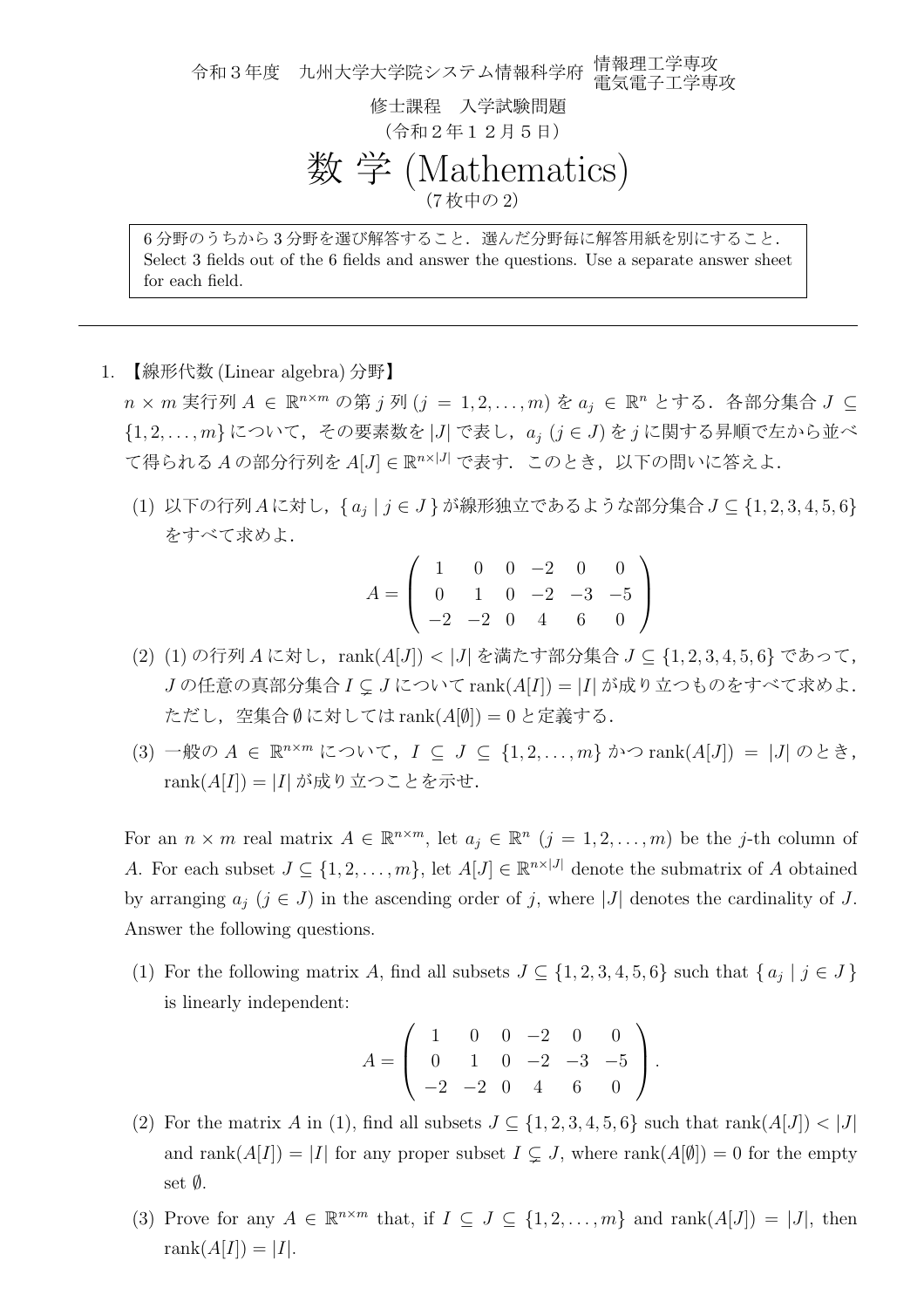令和３年度　九州大学大学院システム情報科学府　情報理工学専攻　電気電子工学専攻

修士課程　入学試験問題

（令和２年１２月５日）

# 数 学 (Mathematics)

(7 枚中の 2)

6 分野のうちから 3 分野を選び解答すること．選んだ分野毎に解答用紙を別にすること．
Select 3 fields out of the 6 fields and answer the questions. Use a separate answer sheet for each field.

---

1. 【線形代数 (Linear algebra) 分野】

$n \times m$ 実行列 $A \in \mathbb{R}^{n\times m}$ の第 $j$ 列 $(j = 1, 2, \ldots, m)$ を $a_j \in \mathbb{R}^n$ とする．各部分集合 $J \subseteq \{1, 2, \ldots, m\}$ について，その要素数を $|J|$ で表し，$a_j$ $(j \in J)$ を $j$ に関する昇順で左から並べて得られる $A$ の部分行列を $A[J] \in \mathbb{R}^{n\times|J|}$ で表す．このとき，以下の問いに答えよ．

(1) 以下の行列 $A$ に対し，$\{\, a_j \mid j \in J \,\}$ が線形独立であるような部分集合 $J \subseteq \{1, 2, 3, 4, 5, 6\}$ をすべて求めよ．

$$A = \begin{pmatrix} 1 & 0 & 0 & -2 & 0 & 0 \\ 0 & 1 & 0 & -2 & -3 & -5 \\ -2 & -2 & 0 & 4 & 6 & 0 \end{pmatrix}$$

(2) (1) の行列 $A$ に対し，$\mathrm{rank}(A[J]) < |J|$ を満たす部分集合 $J \subseteq \{1, 2, 3, 4, 5, 6\}$ であって，$J$ の任意の真部分集合 $I \subsetneq J$ について $\mathrm{rank}(A[I]) = |I|$ が成り立つものをすべて求めよ．ただし，空集合 $\emptyset$ に対しては $\mathrm{rank}(A[\emptyset]) = 0$ と定義する．

(3) 一般の $A \in \mathbb{R}^{n\times m}$ について，$I \subseteq J \subseteq \{1, 2, \ldots, m\}$ かつ $\mathrm{rank}(A[J]) = |J|$ のとき，$\mathrm{rank}(A[I]) = |I|$ が成り立つことを示せ．

For an $n \times m$ real matrix $A \in \mathbb{R}^{n\times m}$, let $a_j \in \mathbb{R}^n$ $(j = 1, 2, \ldots, m)$ be the $j$-th column of $A$. For each subset $J \subseteq \{1, 2, \ldots, m\}$, let $A[J] \in \mathbb{R}^{n\times|J|}$ denote the submatrix of $A$ obtained by arranging $a_j$ $(j \in J)$ in the ascending order of $j$, where $|J|$ denotes the cardinality of $J$. Answer the following questions.

(1) For the following matrix $A$, find all subsets $J \subseteq \{1, 2, 3, 4, 5, 6\}$ such that $\{\, a_j \mid j \in J \,\}$ is linearly independent:

$$A = \begin{pmatrix} 1 & 0 & 0 & -2 & 0 & 0 \\ 0 & 1 & 0 & -2 & -3 & -5 \\ -2 & -2 & 0 & 4 & 6 & 0 \end{pmatrix}.$$

(2) For the matrix $A$ in (1), find all subsets $J \subseteq \{1, 2, 3, 4, 5, 6\}$ such that $\mathrm{rank}(A[J]) < |J|$ and $\mathrm{rank}(A[I]) = |I|$ for any proper subset $I \subsetneq J$, where $\mathrm{rank}(A[\emptyset]) = 0$ for the empty set $\emptyset$.

(3) Prove for any $A \in \mathbb{R}^{n\times m}$ that, if $I \subseteq J \subseteq \{1, 2, \ldots, m\}$ and $\mathrm{rank}(A[J]) = |J|$, then $\mathrm{rank}(A[I]) = |I|$.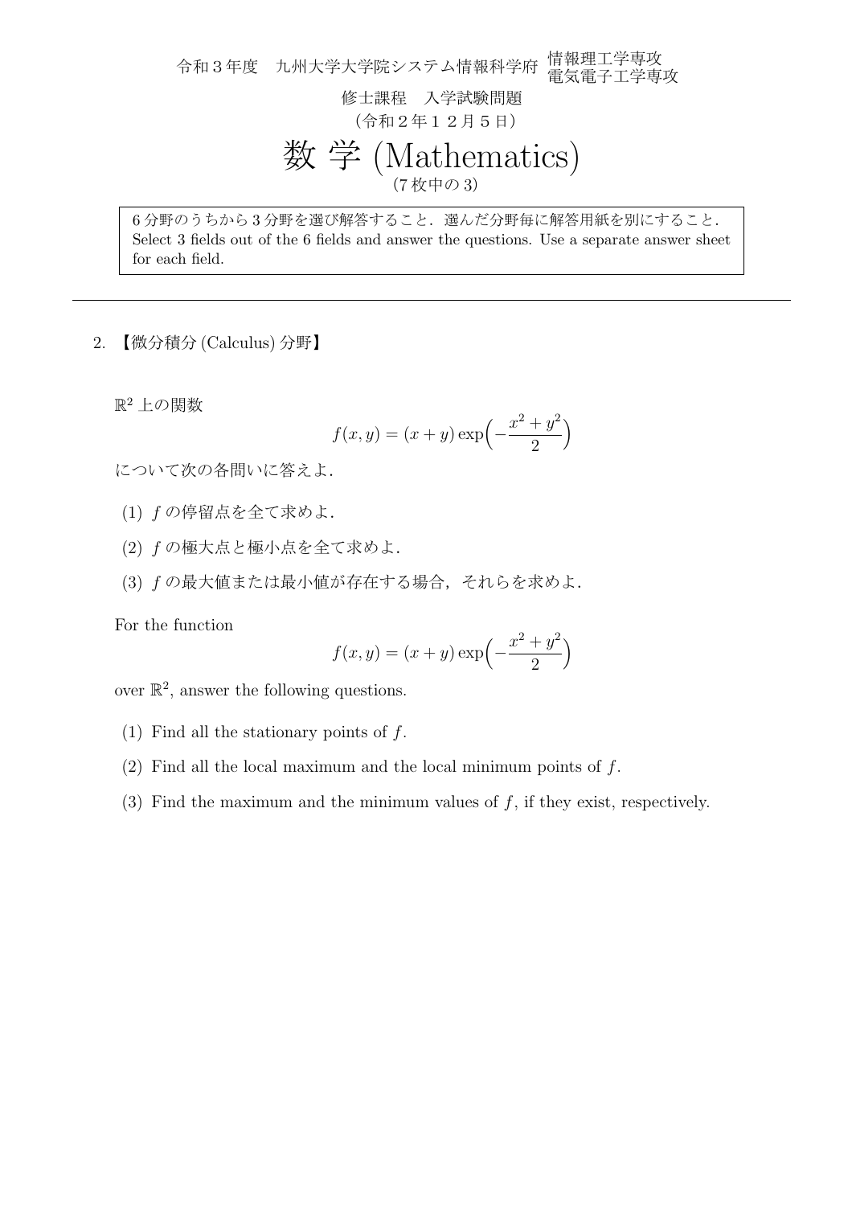令和３年度　九州大学大学院システム情報科学府 情報理工学専攻 電気電子工学専攻

修士課程　入学試験問題

（令和２年１２月５日）

# 数 学 (Mathematics)

(7 枚中の 3)

6 分野のうちから 3 分野を選び解答すること．選んだ分野毎に解答用紙を別にすること．
Select 3 fields out of the 6 fields and answer the questions. Use a separate answer sheet for each field.

---

2. 【微分積分 (Calculus) 分野】

$\mathbb{R}^2$ 上の関数

$$f(x, y) = (x + y)\exp\Big(-\frac{x^2 + y^2}{2}\Big)$$

について次の各問いに答えよ．

(1) $f$ の停留点を全て求めよ．

(2) $f$ の極大点と極小点を全て求めよ．

(3) $f$ の最大値または最小値が存在する場合，それらを求めよ．

For the function

$$f(x, y) = (x + y)\exp\Big(-\frac{x^2 + y^2}{2}\Big)$$

over $\mathbb{R}^2$, answer the following questions.

(1) Find all the stationary points of $f$.

(2) Find all the local maximum and the local minimum points of $f$.

(3) Find the maximum and the minimum values of $f$, if they exist, respectively.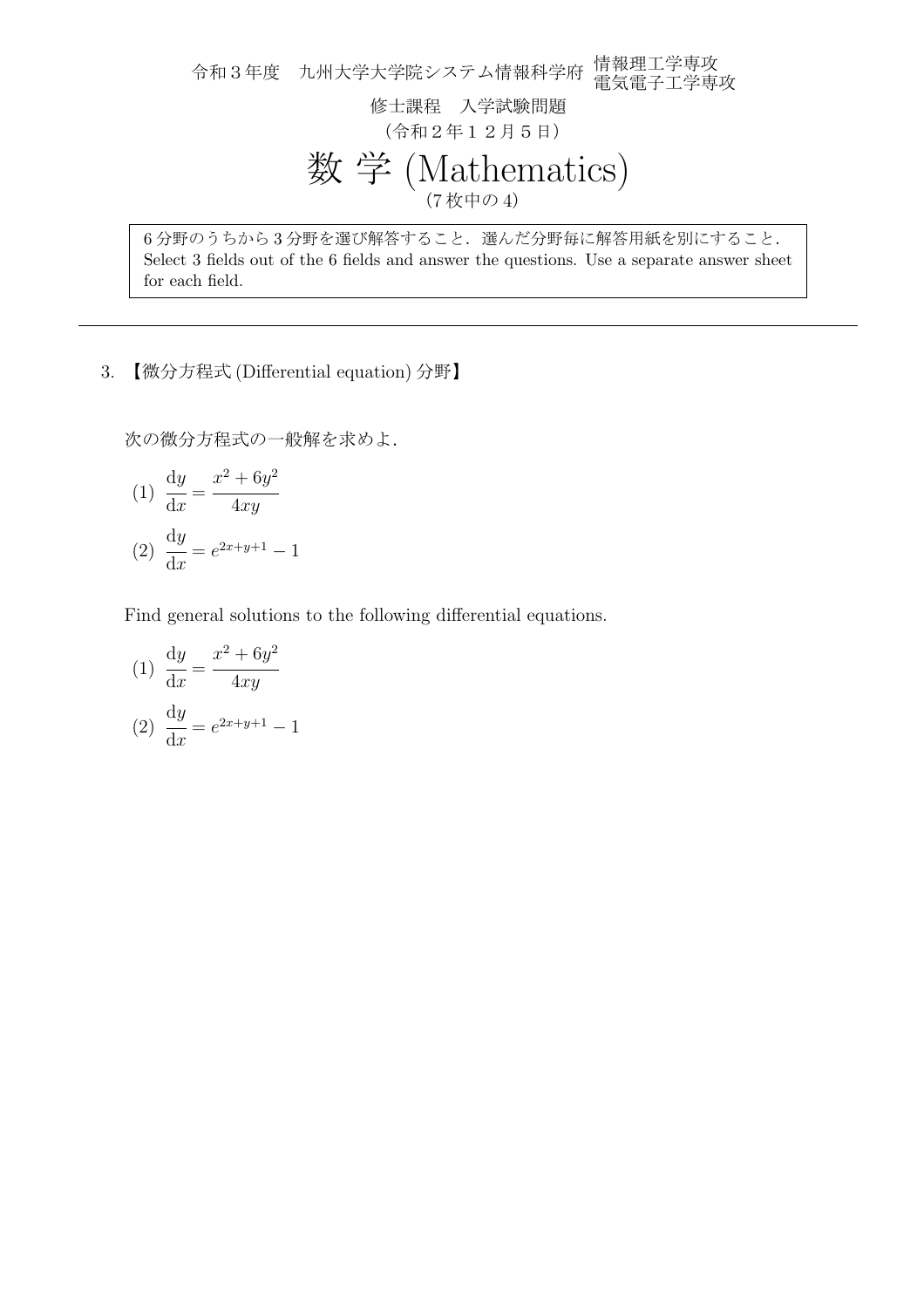令和３年度　九州大学大学院システム情報科学府 情報理工学専攻 電気電子工学専攻

修士課程　入学試験問題

（令和２年１２月５日）

# 数 学 (Mathematics)

(7 枚中の 4)

6 分野のうちから 3 分野を選び解答すること．選んだ分野毎に解答用紙を別にすること．
Select 3 fields out of the 6 fields and answer the questions. Use a separate answer sheet for each field.

---

3. 【微分方程式 (Differential equation) 分野】

次の微分方程式の一般解を求めよ．

(1) $\dfrac{\mathrm{d}y}{\mathrm{d}x} = \dfrac{x^2 + 6y^2}{4xy}$

(2) $\dfrac{\mathrm{d}y}{\mathrm{d}x} = e^{2x+y+1} - 1$

Find general solutions to the following differential equations.

(1) $\dfrac{\mathrm{d}y}{\mathrm{d}x} = \dfrac{x^2 + 6y^2}{4xy}$

(2) $\dfrac{\mathrm{d}y}{\mathrm{d}x} = e^{2x+y+1} - 1$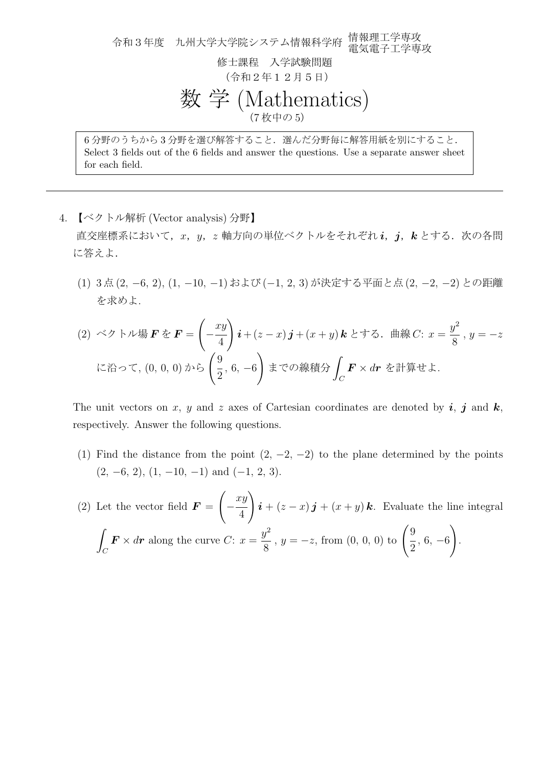令和３年度　九州大学大学院システム情報科学府 情報理工学専攻 電気電子工学専攻

修士課程　入学試験問題

（令和２年１２月５日）

# 数 学 (Mathematics)

(7 枚中の 5)

> 6 分野のうちから 3 分野を選び解答すること．選んだ分野毎に解答用紙を別にすること．
> Select 3 fields out of the 6 fields and answer the questions. Use a separate answer sheet for each field.

---

4. 【ベクトル解析 (Vector analysis) 分野】

直交座標系において，$x$，$y$，$z$ 軸方向の単位ベクトルをそれぞれ $\boldsymbol{i}$，$\boldsymbol{j}$，$\boldsymbol{k}$ とする．次の各問に答えよ．

(1) 3 点 $(2, -6, 2)$, $(1, -10, -1)$ および $(-1, 2, 3)$ が決定する平面と点 $(2, -2, -2)$ との距離を求めよ．

(2) ベクトル場 $\boldsymbol{F}$ を $\boldsymbol{F} = \left(-\dfrac{xy}{4}\right)\boldsymbol{i} + (z-x)\,\boldsymbol{j} + (x+y)\,\boldsymbol{k}$ とする．曲線 $C$: $x = \dfrac{y^2}{8}$ , $y = -z$ に沿って, $(0, 0, 0)$ から $\left(\dfrac{9}{2}, 6, -6\right)$ までの線積分 $\displaystyle\int_C \boldsymbol{F} \times d\boldsymbol{r}$ を計算せよ．

The unit vectors on $x$, $y$ and $z$ axes of Cartesian coordinates are denoted by $\boldsymbol{i}$, $\boldsymbol{j}$ and $\boldsymbol{k}$, respectively. Answer the following questions.

(1) Find the distance from the point $(2, -2, -2)$ to the plane determined by the points $(2, -6, 2)$, $(1, -10, -1)$ and $(-1, 2, 3)$.

(2) Let the vector field $\boldsymbol{F} = \left(-\dfrac{xy}{4}\right)\boldsymbol{i} + (z-x)\,\boldsymbol{j} + (x+y)\,\boldsymbol{k}$. Evaluate the line integral $\displaystyle\int_C \boldsymbol{F} \times d\boldsymbol{r}$ along the curve $C$: $x = \dfrac{y^2}{8}$ , $y = -z$, from $(0, 0, 0)$ to $\left(\dfrac{9}{2}, 6, -6\right)$.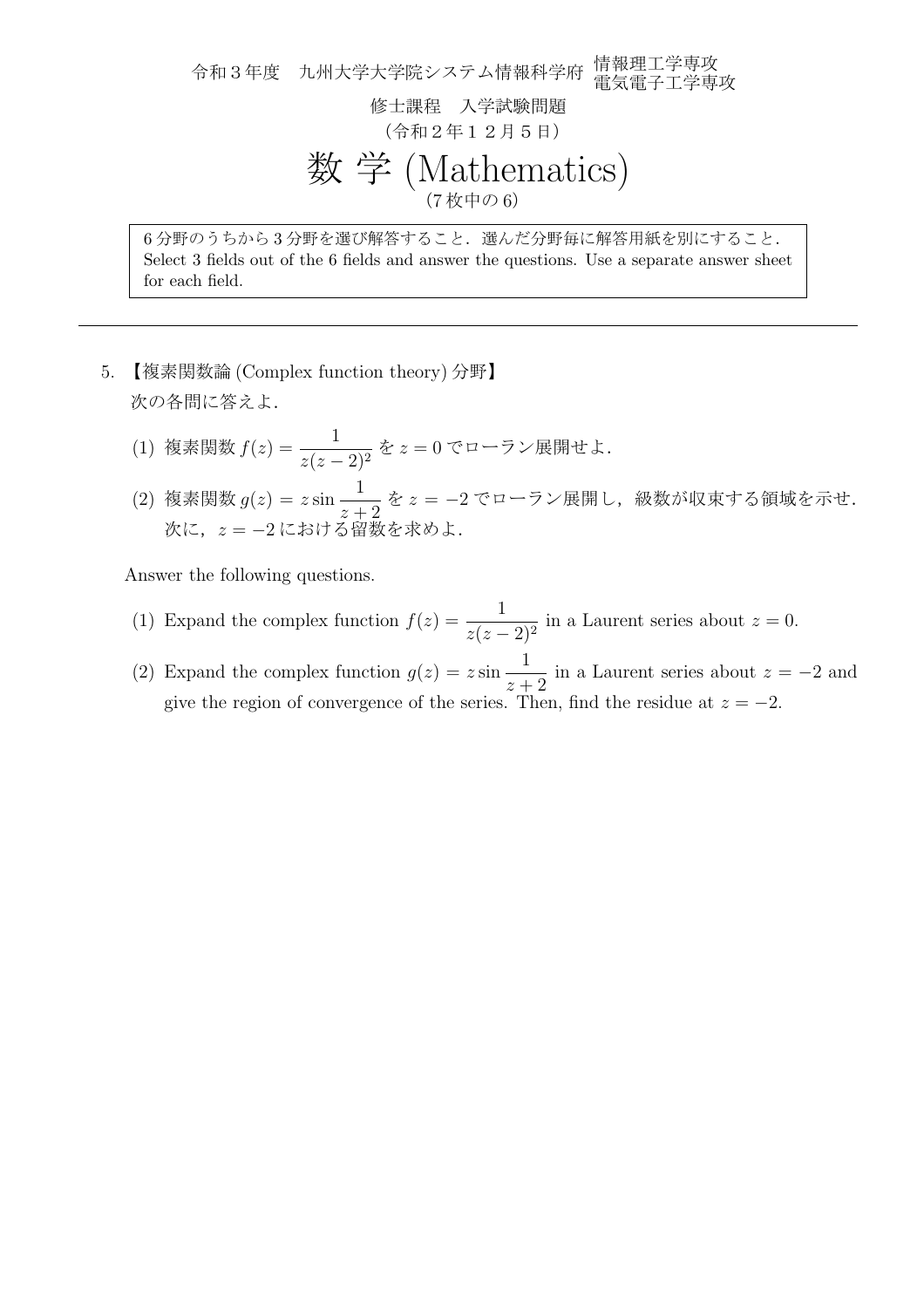令和３年度　九州大学大学院システム情報科学府 情報理工学専攻 電気電子工学専攻

修士課程　入学試験問題

（令和２年１２月５日）

# 数 学 (Mathematics)

(7 枚中の 6)

> 6 分野のうちから 3 分野を選び解答すること．選んだ分野毎に解答用紙を別にすること．
> Select 3 fields out of the 6 fields and answer the questions. Use a separate answer sheet for each field.

---

5. 【複素関数論 (Complex function theory) 分野】

次の各問に答えよ．

(1) 複素関数 $f(z) = \dfrac{1}{z(z-2)^2}$ を $z = 0$ でローラン展開せよ．

(2) 複素関数 $g(z) = z \sin \dfrac{1}{z+2}$ を $z = -2$ でローラン展開し，級数が収束する領域を示せ．次に，$z = -2$ における留数を求めよ．

Answer the following questions.

(1) Expand the complex function $f(z) = \dfrac{1}{z(z-2)^2}$ in a Laurent series about $z = 0$.

(2) Expand the complex function $g(z) = z \sin \dfrac{1}{z+2}$ in a Laurent series about $z = -2$ and give the region of convergence of the series. Then, find the residue at $z = -2$.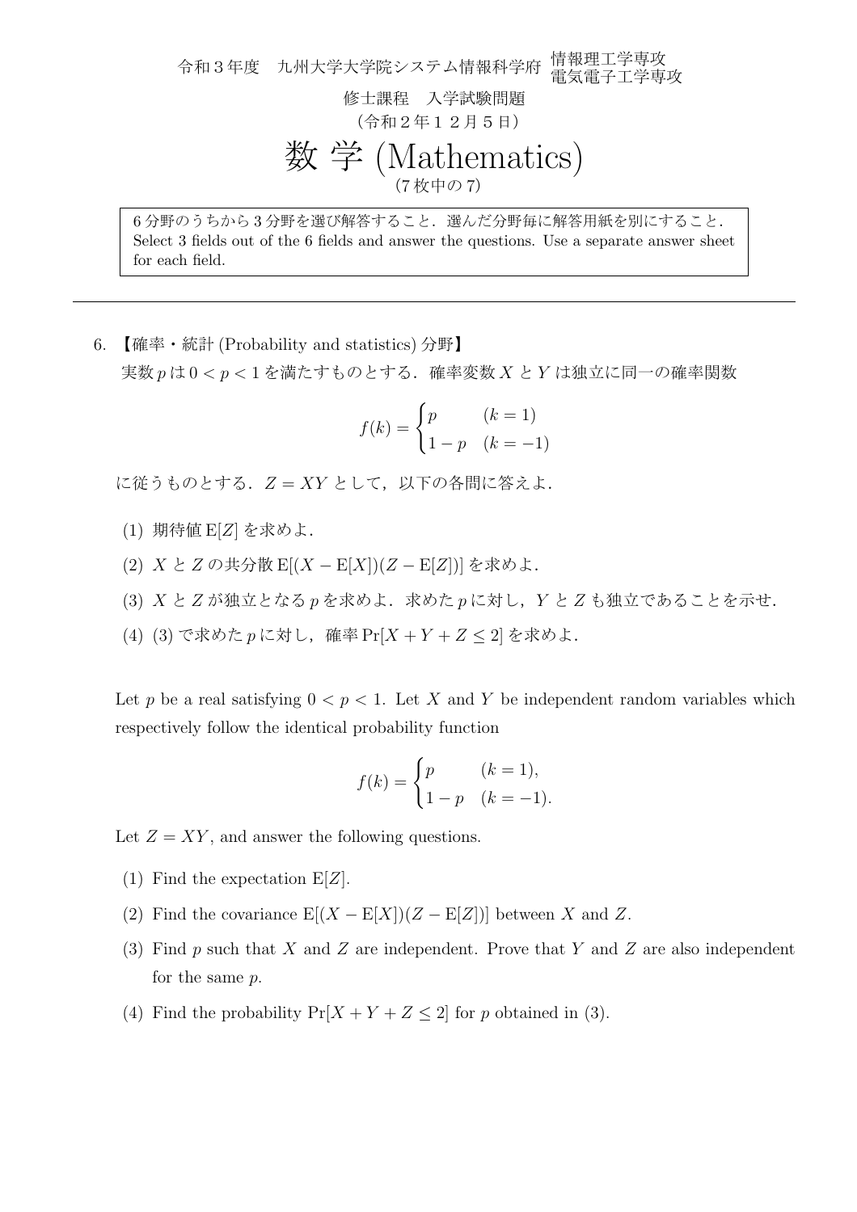令和３年度　九州大学大学院システム情報科学府　情報理工学専攻　電気電子工学専攻

修士課程　入学試験問題

（令和２年１２月５日）

# 数 学 (Mathematics)

6 分野のうちから 3 分野を選び解答すること．選んだ分野毎に解答用紙を別にすること．
Select 3 fields out of the 6 fields and answer the questions. Use a separate answer sheet for each field.

---

6. 【確率・統計 (Probability and statistics) 分野】

実数 $p$ は $0 < p < 1$ を満たすものとする．確率変数 $X$ と $Y$ は独立に同一の確率関数

$$f(k) = \begin{cases} p & (k = 1) \\ 1 - p & (k = -1) \end{cases}$$

に従うものとする．$Z = XY$ として，以下の各問に答えよ．

(1) 期待値 $\mathrm{E}[Z]$ を求めよ．

(2) $X$ と $Z$ の共分散 $\mathrm{E}[(X - \mathrm{E}[X])(Z - \mathrm{E}[Z])]$ を求めよ．

(3) $X$ と $Z$ が独立となる $p$ を求めよ．求めた $p$ に対し，$Y$ と $Z$ も独立であることを示せ．

(4) (3) で求めた $p$ に対し，確率 $\Pr[X + Y + Z \leq 2]$ を求めよ．

Let $p$ be a real satisfying $0 < p < 1$. Let $X$ and $Y$ be independent random variables which respectively follow the identical probability function

$$f(k) = \begin{cases} p & (k = 1), \\ 1 - p & (k = -1). \end{cases}$$

Let $Z = XY$, and answer the following questions.

(1) Find the expectation $\mathrm{E}[Z]$.

(2) Find the covariance $\mathrm{E}[(X - \mathrm{E}[X])(Z - \mathrm{E}[Z])]$ between $X$ and $Z$.

(3) Find $p$ such that $X$ and $Z$ are independent. Prove that $Y$ and $Z$ are also independent for the same $p$.

(4) Find the probability $\Pr[X + Y + Z \leq 2]$ for $p$ obtained in (3).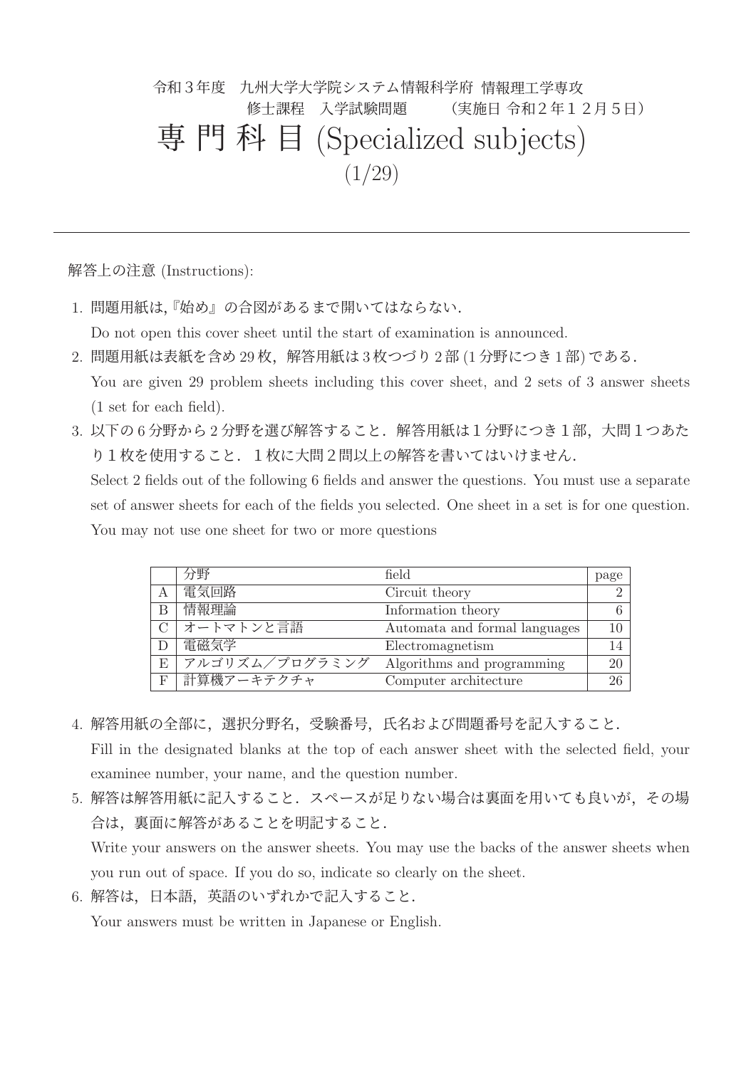令和３年度　九州大学大学院システム情報科学府 情報理工学専攻
修士課程　入学試験問題　　（実施日 令和２年１２月５日）

# 専 門 科 目 (Specialized subjects)

(1/29)

---

解答上の注意 (Instructions):

1. 問題用紙は,『始め』の合図があるまで開いてはならない.
   Do not open this cover sheet until the start of examination is announced.
2. 問題用紙は表紙を含め 29 枚，解答用紙は 3 枚つづり 2 部 (1 分野につき 1 部) である.
   You are given 29 problem sheets including this cover sheet, and 2 sets of 3 answer sheets (1 set for each field).
3. 以下の 6 分野から 2 分野を選び解答すること．解答用紙は１分野につき１部，大問１つあたり１枚を使用すること．１枚に大問２問以上の解答を書いてはいけません.
   Select 2 fields out of the following 6 fields and answer the questions. You must use a separate set of answer sheets for each of the fields you selected. One sheet in a set is for one question. You may not use one sheet for two or more questions

| | 分野 | field | page |
|---|---|---|---|
| A | 電気回路 | Circuit theory | 2 |
| B | 情報理論 | Information theory | 6 |
| C | オートマトンと言語 | Automata and formal languages | 10 |
| D | 電磁気学 | Electromagnetism | 14 |
| E | アルゴリズム／プログラミング | Algorithms and programming | 20 |
| F | 計算機アーキテクチャ | Computer architecture | 26 |

4. 解答用紙の全部に，選択分野名，受験番号，氏名および問題番号を記入すること.
   Fill in the designated blanks at the top of each answer sheet with the selected field, your examinee number, your name, and the question number.
5. 解答は解答用紙に記入すること．スペースが足りない場合は裏面を用いても良いが，その場合は，裏面に解答があることを明記すること.
   Write your answers on the answer sheets. You may use the backs of the answer sheets when you run out of space. If you do so, indicate so clearly on the sheet.
6. 解答は，日本語，英語のいずれかで記入すること.
   Your answers must be written in Japanese or English.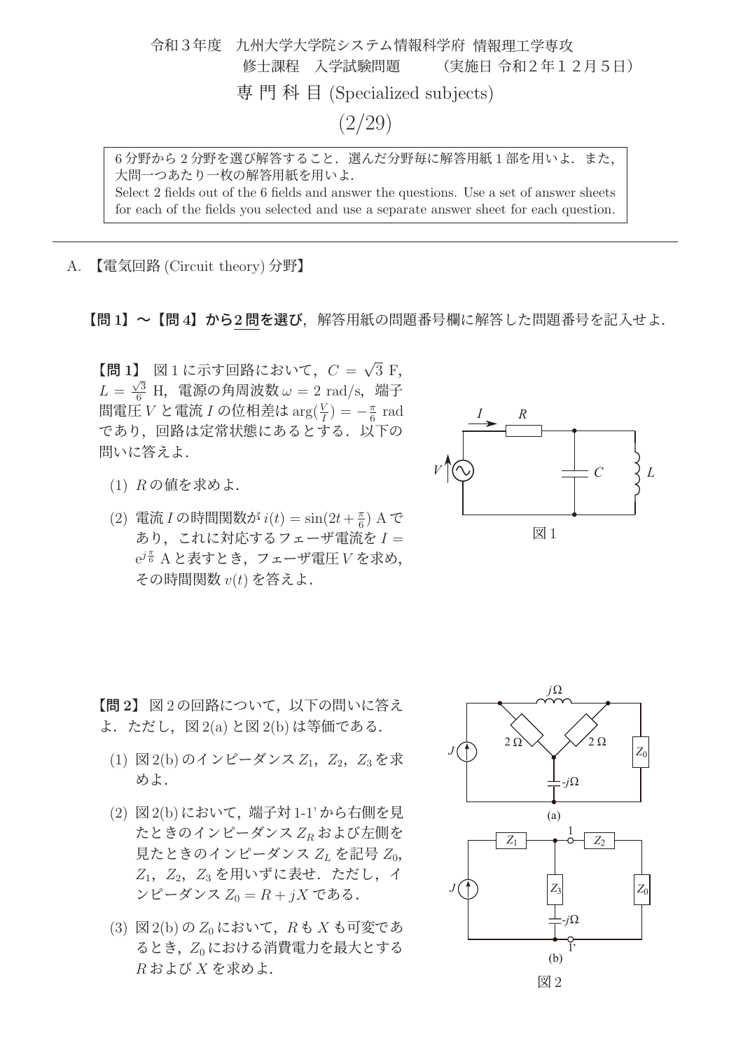令和３年度　九州大学大学院システム情報科学府 情報理工学専攻
修士課程　入学試験問題　　（実施日 令和２年１２月５日）

# 専門科目 (Specialized subjects)

(2/29)

6分野から2分野を選び解答すること．選んだ分野毎に解答用紙1部を用いよ．また，大問一つあたり一枚の解答用紙を用いよ．
Select 2 fields out of the 6 fields and answer the questions. Use a set of answer sheets for each of the fields you selected and use a separate answer sheet for each question.

---

A. 【電気回路 (Circuit theory) 分野】

**【問1】〜【問4】から2問を選び**，解答用紙の問題番号欄に解答した問題番号を記入せよ．

**【問1】** 図1に示す回路において，$C = \sqrt{3}$ F，$L = \frac{\sqrt{3}}{6}$ H，電源の角周波数 $\omega = 2$ rad/s，端子間電圧 $V$ と電流 $I$ の位相差は $\arg(\frac{V}{I}) = -\frac{\pi}{6}$ rad であり，回路は定常状態にあるとする．以下の問いに答えよ．

(1) $R$ の値を求めよ．

(2) 電流 $I$ の時間関数が $i(t) = \sin(2t + \frac{\pi}{6})$ A であり，これに対応するフェーザ電流を $I = e^{j\frac{\pi}{6}}$ A と表すとき，フェーザ電圧 $V$ を求め，その時間関数 $v(t)$ を答えよ．

図1

**【問2】** 図2の回路について，以下の問いに答えよ．ただし，図2(a)と図2(b)は等価である．

(1) 図2(b)のインピーダンス $Z_1$，$Z_2$，$Z_3$ を求めよ．

(2) 図2(b)において，端子対1-1'から右側を見たときのインピーダンス $Z_R$ および左側を見たときのインピーダンス $Z_L$ を記号 $Z_0$，$Z_1$，$Z_2$，$Z_3$ を用いずに表せ．ただし，インピーダンス $Z_0 = R + jX$ である．

(3) 図2(b)の $Z_0$ において，$R$ も $X$ も可変であるとき，$Z_0$ における消費電力を最大とする $R$ および $X$ を求めよ．

(a)

(b)

図2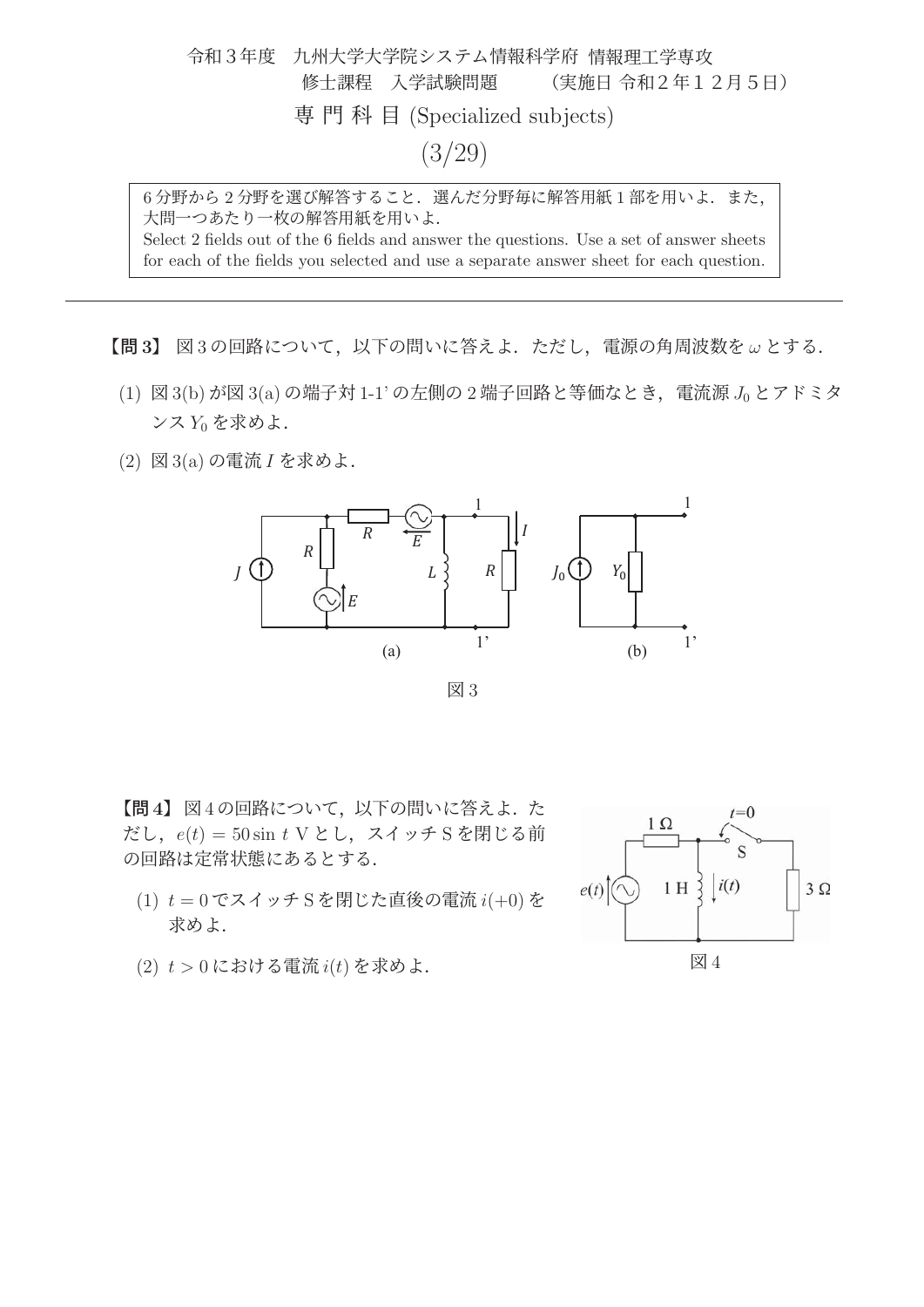令和３年度　九州大学大学院システム情報科学府 情報理工学専攻
修士課程　入学試験問題　　（実施日 令和２年１２月５日）

専 門 科 目 (Specialized subjects)

(3/29)

6 分野から 2 分野を選び解答すること．選んだ分野毎に解答用紙 1 部を用いよ．また，大問一つあたり一枚の解答用紙を用いよ．
Select 2 fields out of the 6 fields and answer the questions. Use a set of answer sheets for each of the fields you selected and use a separate answer sheet for each question.

---

**【問 3】** 図 3 の回路について，以下の問いに答えよ．ただし，電源の角周波数を $\omega$ とする．

(1) 図 3(b) が図 3(a) の端子対 1-1' の左側の 2 端子回路と等価なとき，電流源 $J_0$ とアドミタンス $Y_0$ を求めよ．

(2) 図 3(a) の電流 $I$ を求めよ．

図 3

**【問 4】** 図 4 の回路について，以下の問いに答えよ．ただし，$e(t) = 50 \sin t$ V とし，スイッチ S を閉じる前の回路は定常状態にあるとする．

(1) $t = 0$ でスイッチ S を閉じた直後の電流 $i(+0)$ を求めよ．

(2) $t > 0$ における電流 $i(t)$ を求めよ．

図 4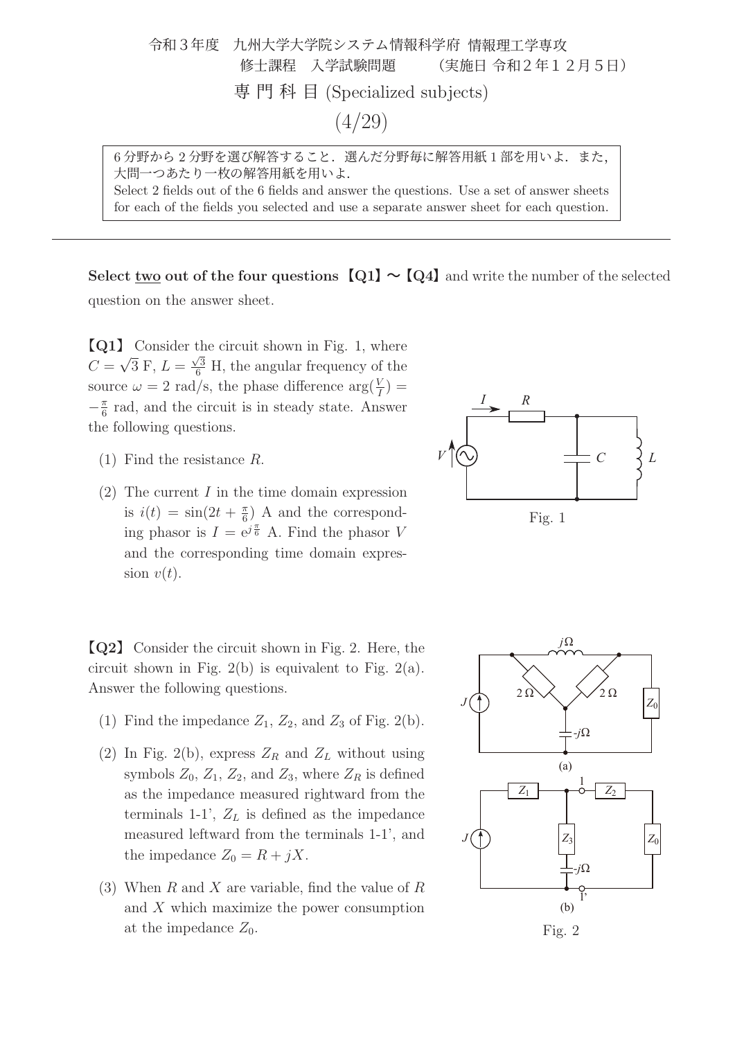令和３年度　九州大学大学院システム情報科学府 情報理工学専攻
修士課程　入学試験問題　　（実施日 令和２年１２月５日）

専 門 科 目 (Specialized subjects)

(4/29)

6 分野から 2 分野を選び解答すること．選んだ分野毎に解答用紙 1 部を用いよ．また，大問一つあたり一枚の解答用紙を用いよ．
Select 2 fields out of the 6 fields and answer the questions. Use a set of answer sheets for each of the fields you selected and use a separate answer sheet for each question.

---

**Select two out of the four questions【Q1】～【Q4】** and write the number of the selected question on the answer sheet.

**【Q1】** Consider the circuit shown in Fig. 1, where $C = \sqrt{3}$ F, $L = \frac{\sqrt{3}}{6}$ H, the angular frequency of the source $\omega = 2$ rad/s, the phase difference $\arg(\frac{V}{I}) = -\frac{\pi}{6}$ rad, and the circuit is in steady state. Answer the following questions.

(1) Find the resistance $R$.

(2) The current $I$ in the time domain expression is $i(t) = \sin(2t + \frac{\pi}{6})$ A and the corresponding phasor is $I = e^{j\frac{\pi}{6}}$ A. Find the phasor $V$ and the corresponding time domain expression $v(t)$.

Fig. 1

**【Q2】** Consider the circuit shown in Fig. 2. Here, the circuit shown in Fig. 2(b) is equivalent to Fig. 2(a). Answer the following questions.

(1) Find the impedance $Z_1$, $Z_2$, and $Z_3$ of Fig. 2(b).

(2) In Fig. 2(b), express $Z_R$ and $Z_L$ without using symbols $Z_0$, $Z_1$, $Z_2$, and $Z_3$, where $Z_R$ is defined as the impedance measured rightward from the terminals 1-1', $Z_L$ is defined as the impedance measured leftward from the terminals 1-1', and the impedance $Z_0 = R + jX$.

(3) When $R$ and $X$ are variable, find the value of $R$ and $X$ which maximize the power consumption at the impedance $Z_0$.

(a)

(b)

Fig. 2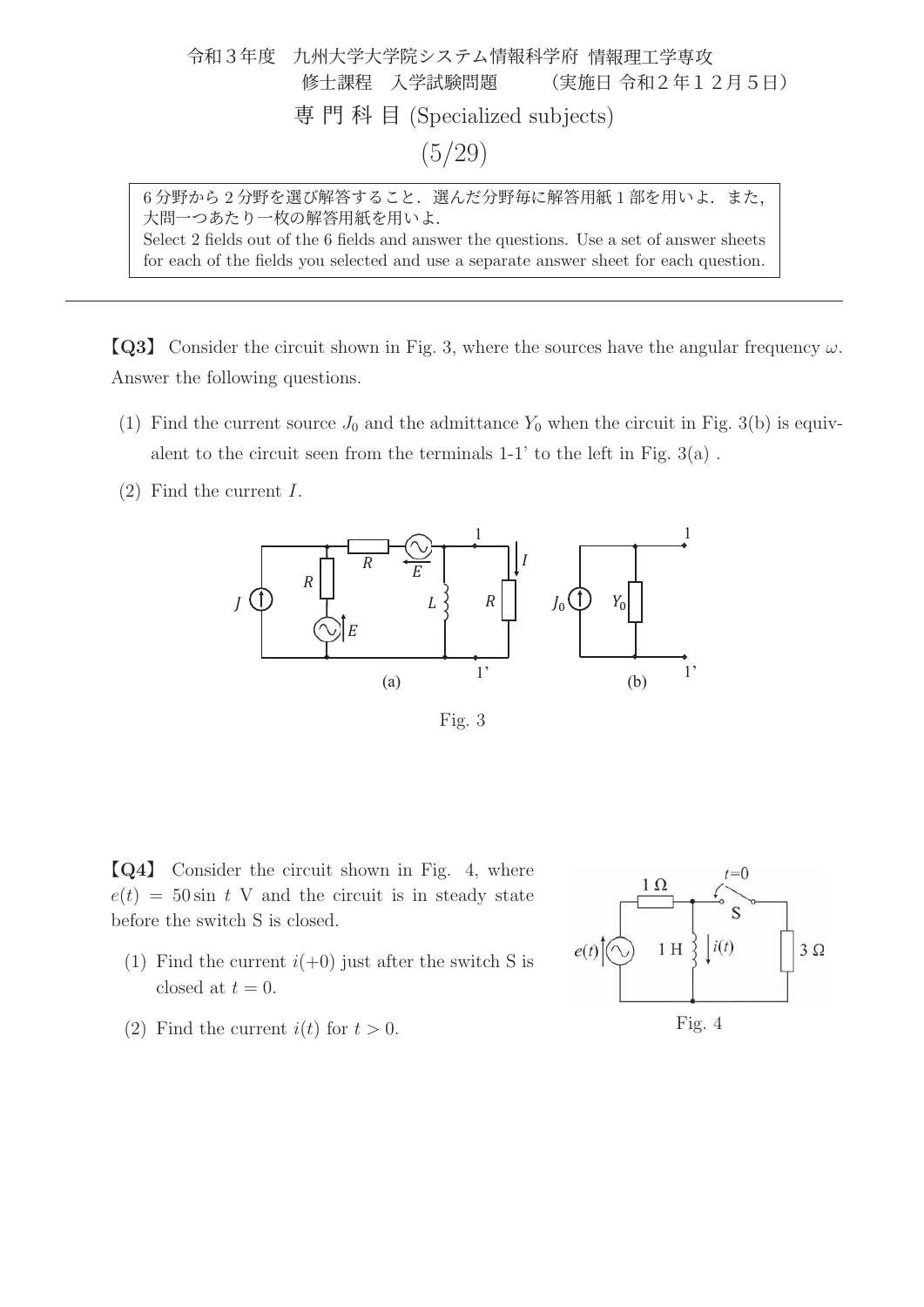令和３年度　九州大学大学院システム情報科学府 情報理工学専攻
修士課程　入学試験問題　　（実施日 令和２年１２月５日）

専門科目 (Specialized subjects)

6分野から2分野を選び解答すること．選んだ分野毎に解答用紙1部を用いよ．また，大問一つあたり一枚の解答用紙を用いよ.
Select 2 fields out of the 6 fields and answer the questions. Use a set of answer sheets for each of the fields you selected and use a separate answer sheet for each question.

---

**【Q3】** Consider the circuit shown in Fig. 3, where the sources have the angular frequency $\omega$. Answer the following questions.

(1) Find the current source $J_0$ and the admittance $Y_0$ when the circuit in Fig. 3(b) is equivalent to the circuit seen from the terminals 1-1' to the left in Fig. 3(a) .

(2) Find the current $I$.

Fig. 3

**【Q4】** Consider the circuit shown in Fig. 4, where $e(t) = 50 \sin\, t$ V and the circuit is in steady state before the switch S is closed.

(1) Find the current $i(+0)$ just after the switch S is closed at $t = 0$.

(2) Find the current $i(t)$ for $t > 0$.

Fig. 4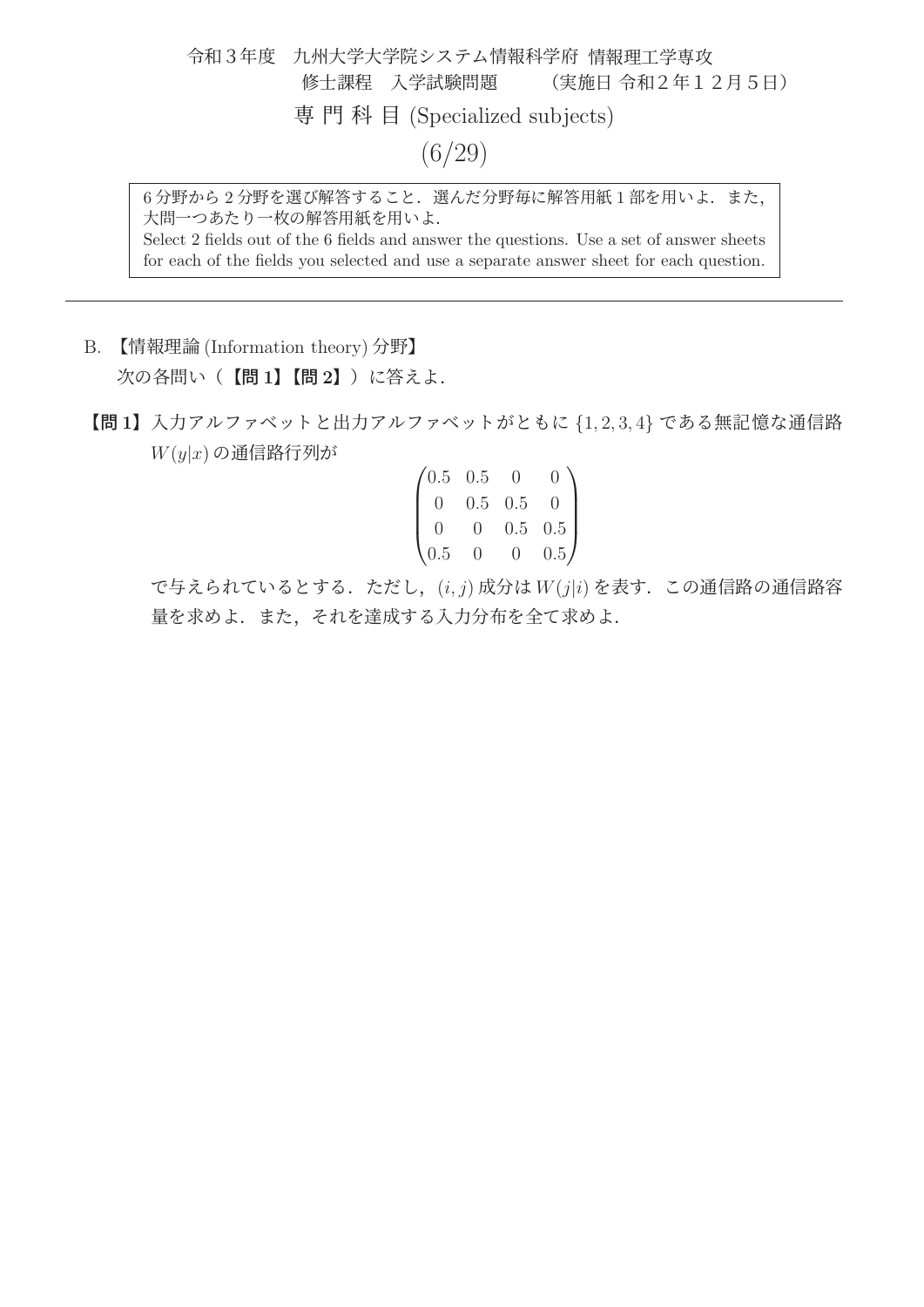令和３年度　九州大学大学院システム情報科学府 情報理工学専攻
修士課程　入学試験問題　　（実施日 令和２年１２月５日）

専 門 科 目 (Specialized subjects)

(6/29)

> 6 分野から 2 分野を選び解答すること．選んだ分野毎に解答用紙 1 部を用いよ．また，大問一つあたり一枚の解答用紙を用いよ．
> Select 2 fields out of the 6 fields and answer the questions. Use a set of answer sheets for each of the fields you selected and use a separate answer sheet for each question.

---

B. 【情報理論 (Information theory) 分野】

次の各問い（**【問 1】【問 2】**）に答えよ．

**【問 1】** 入力アルファベットと出力アルファベットがともに $\{1, 2, 3, 4\}$ である無記憶な通信路 $W(y|x)$ の通信路行列が

$$\begin{pmatrix} 0.5 & 0.5 & 0 & 0 \\ 0 & 0.5 & 0.5 & 0 \\ 0 & 0 & 0.5 & 0.5 \\ 0.5 & 0 & 0 & 0.5 \end{pmatrix}$$

で与えられているとする．ただし，$(i, j)$ 成分は $W(j|i)$ を表す．この通信路の通信路容量を求めよ．また，それを達成する入力分布を全て求めよ．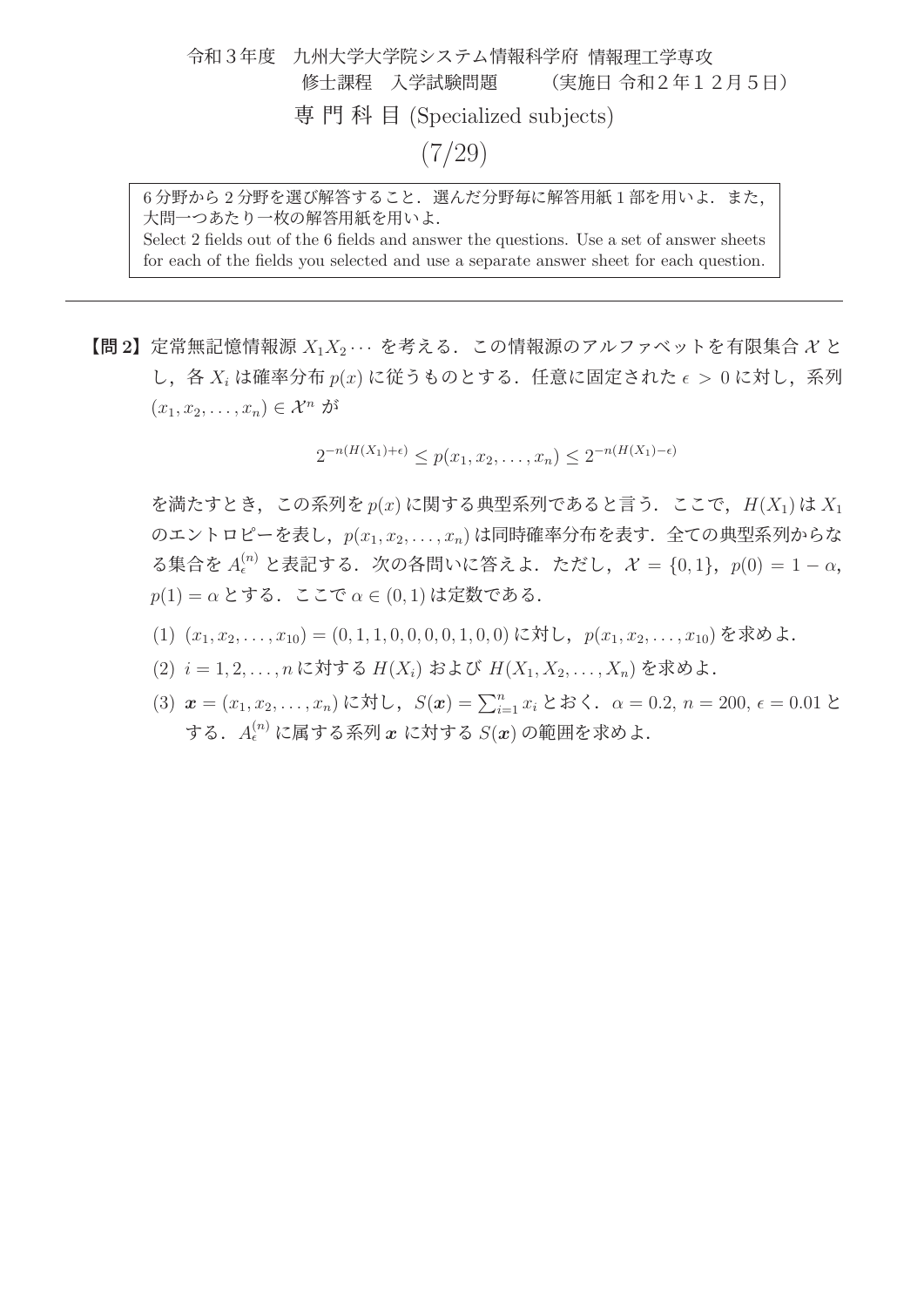令和３年度　九州大学大学院システム情報科学府 情報理工学専攻
修士課程　入学試験問題　　（実施日 令和２年１２月５日）

専 門 科 目 (Specialized subjects)

(7/29)

> 6 分野から 2 分野を選び解答すること．選んだ分野毎に解答用紙 1 部を用いよ．また，大問一つあたり一枚の解答用紙を用いよ．
> Select 2 fields out of the 6 fields and answer the questions. Use a set of answer sheets for each of the fields you selected and use a separate answer sheet for each question.

---

**【問 2】** 定常無記憶情報源 $X_1X_2\cdots$ を考える．この情報源のアルファベットを有限集合 $\mathcal{X}$ とし，各 $X_i$ は確率分布 $p(x)$ に従うものとする．任意に固定された $\epsilon > 0$ に対し，系列 $(x_1, x_2, \ldots, x_n) \in \mathcal{X}^n$ が

$$2^{-n(H(X_1)+\epsilon)} \leq p(x_1, x_2, \ldots, x_n) \leq 2^{-n(H(X_1)-\epsilon)}$$

を満たすとき，この系列を $p(x)$ に関する典型系列であると言う．ここで，$H(X_1)$ は $X_1$ のエントロピーを表し，$p(x_1, x_2, \ldots, x_n)$ は同時確率分布を表す．全ての典型系列からなる集合を $A_\epsilon^{(n)}$ と表記する．次の各問いに答えよ．ただし，$\mathcal{X} = \{0, 1\}$，$p(0) = 1 - \alpha$，$p(1) = \alpha$ とする．ここで $\alpha \in (0, 1)$ は定数である．

(1) $(x_1, x_2, \ldots, x_{10}) = (0, 1, 1, 0, 0, 0, 0, 1, 0, 0)$ に対し，$p(x_1, x_2, \ldots, x_{10})$ を求めよ．

(2) $i = 1, 2, \ldots, n$ に対する $H(X_i)$ および $H(X_1, X_2, \ldots, X_n)$ を求めよ．

(3) $\boldsymbol{x} = (x_1, x_2, \ldots, x_n)$ に対し，$S(\boldsymbol{x}) = \sum_{i=1}^{n} x_i$ とおく．$\alpha = 0.2$, $n = 200$, $\epsilon = 0.01$ とする．$A_\epsilon^{(n)}$ に属する系列 $\boldsymbol{x}$ に対する $S(\boldsymbol{x})$ の範囲を求めよ．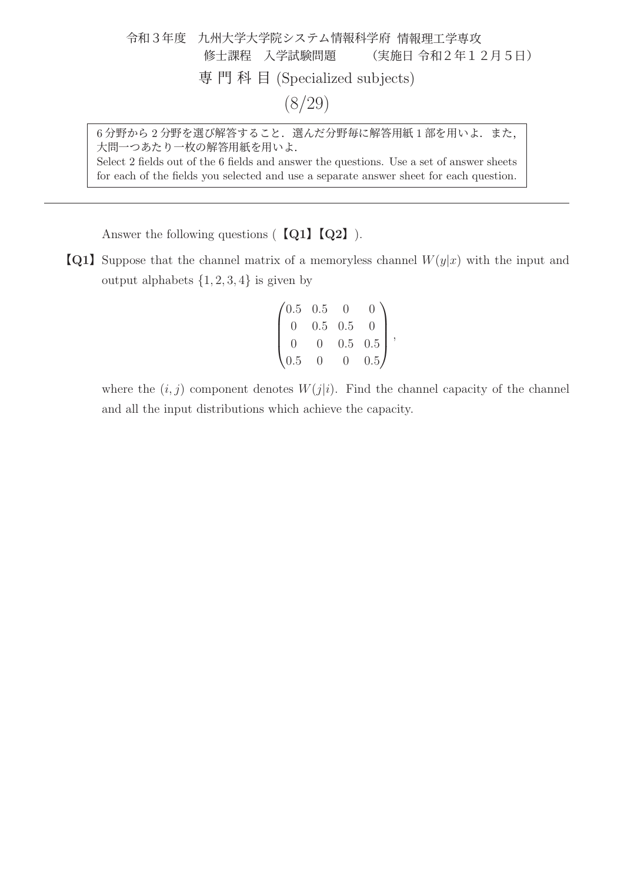令和３年度　九州大学大学院システム情報科学府 情報理工学専攻
修士課程　入学試験問題　　（実施日 令和２年１２月５日）

専 門 科 目 (Specialized subjects)

(8/29)

6 分野から 2 分野を選び解答すること．選んだ分野毎に解答用紙 1 部を用いよ．また，大問一つあたり一枚の解答用紙を用いよ．
Select 2 fields out of the 6 fields and answer the questions. Use a set of answer sheets for each of the fields you selected and use a separate answer sheet for each question.

---

Answer the following questions (【Q1】【Q2】).

**【Q1】** Suppose that the channel matrix of a memoryless channel $W(y|x)$ with the input and output alphabets $\{1, 2, 3, 4\}$ is given by

$$\begin{pmatrix} 0.5 & 0.5 & 0 & 0 \\ 0 & 0.5 & 0.5 & 0 \\ 0 & 0 & 0.5 & 0.5 \\ 0.5 & 0 & 0 & 0.5 \end{pmatrix},$$

where the $(i, j)$ component denotes $W(j|i)$. Find the channel capacity of the channel and all the input distributions which achieve the capacity.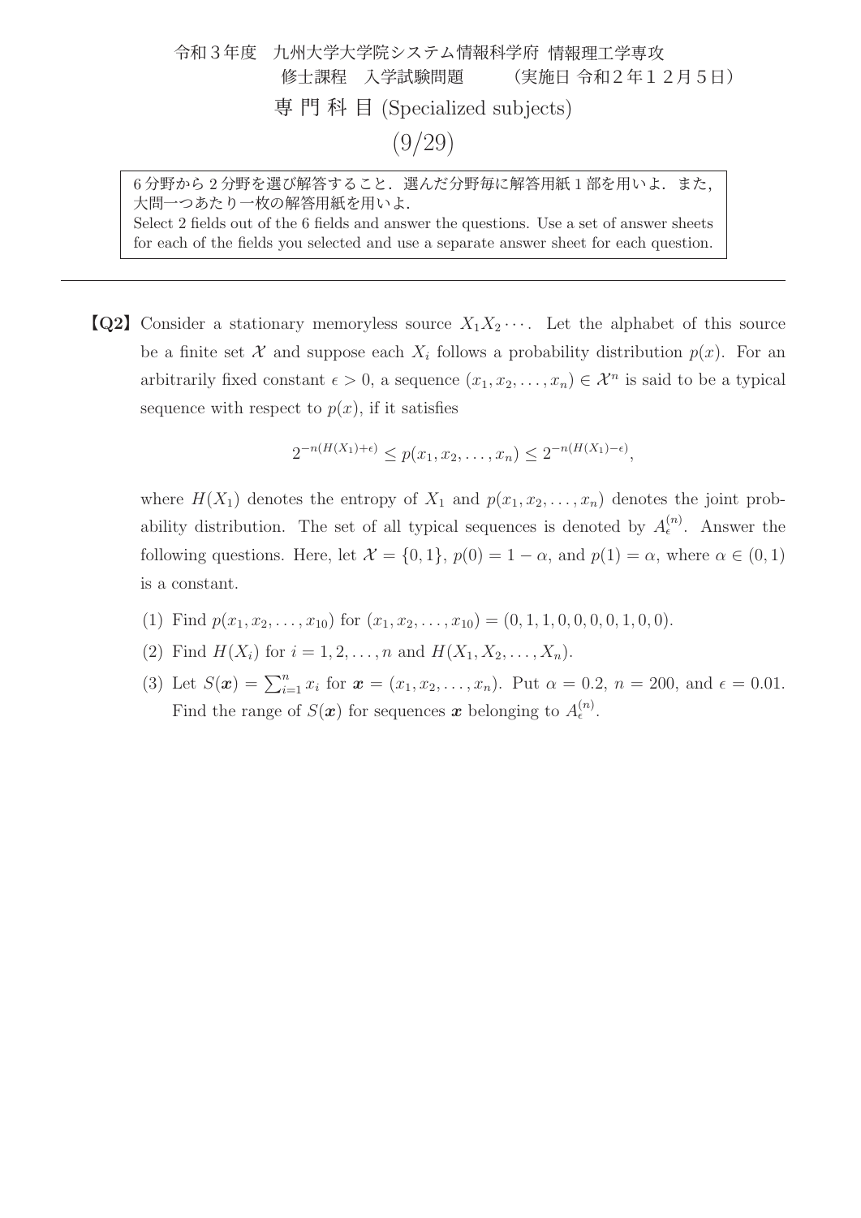令和３年度　九州大学大学院システム情報科学府 情報理工学専攻
修士課程　入学試験問題　　（実施日 令和２年１２月５日）

専 門 科 目 (Specialized subjects)

(9/29)

6 分野から 2 分野を選び解答すること．選んだ分野毎に解答用紙 1 部を用いよ．また，大問一つあたり一枚の解答用紙を用いよ．
Select 2 fields out of the 6 fields and answer the questions. Use a set of answer sheets for each of the fields you selected and use a separate answer sheet for each question.

---

**【Q2】** Consider a stationary memoryless source $X_1X_2\cdots$. Let the alphabet of this source be a finite set $\mathcal{X}$ and suppose each $X_i$ follows a probability distribution $p(x)$. For an arbitrarily fixed constant $\epsilon > 0$, a sequence $(x_1, x_2, \ldots, x_n) \in \mathcal{X}^n$ is said to be a typical sequence with respect to $p(x)$, if it satisfies

$$2^{-n(H(X_1)+\epsilon)} \le p(x_1, x_2, \ldots, x_n) \le 2^{-n(H(X_1)-\epsilon)},$$

where $H(X_1)$ denotes the entropy of $X_1$ and $p(x_1, x_2, \ldots, x_n)$ denotes the joint probability distribution. The set of all typical sequences is denoted by $A_\epsilon^{(n)}$. Answer the following questions. Here, let $\mathcal{X} = \{0, 1\}$, $p(0) = 1 - \alpha$, and $p(1) = \alpha$, where $\alpha \in (0, 1)$ is a constant.

(1) Find $p(x_1, x_2, \ldots, x_{10})$ for $(x_1, x_2, \ldots, x_{10}) = (0, 1, 1, 0, 0, 0, 0, 1, 0, 0)$.

(2) Find $H(X_i)$ for $i = 1, 2, \ldots, n$ and $H(X_1, X_2, \ldots, X_n)$.

(3) Let $S(\boldsymbol{x}) = \sum_{i=1}^{n} x_i$ for $\boldsymbol{x} = (x_1, x_2, \ldots, x_n)$. Put $\alpha = 0.2$, $n = 200$, and $\epsilon = 0.01$. Find the range of $S(\boldsymbol{x})$ for sequences $\boldsymbol{x}$ belonging to $A_\epsilon^{(n)}$.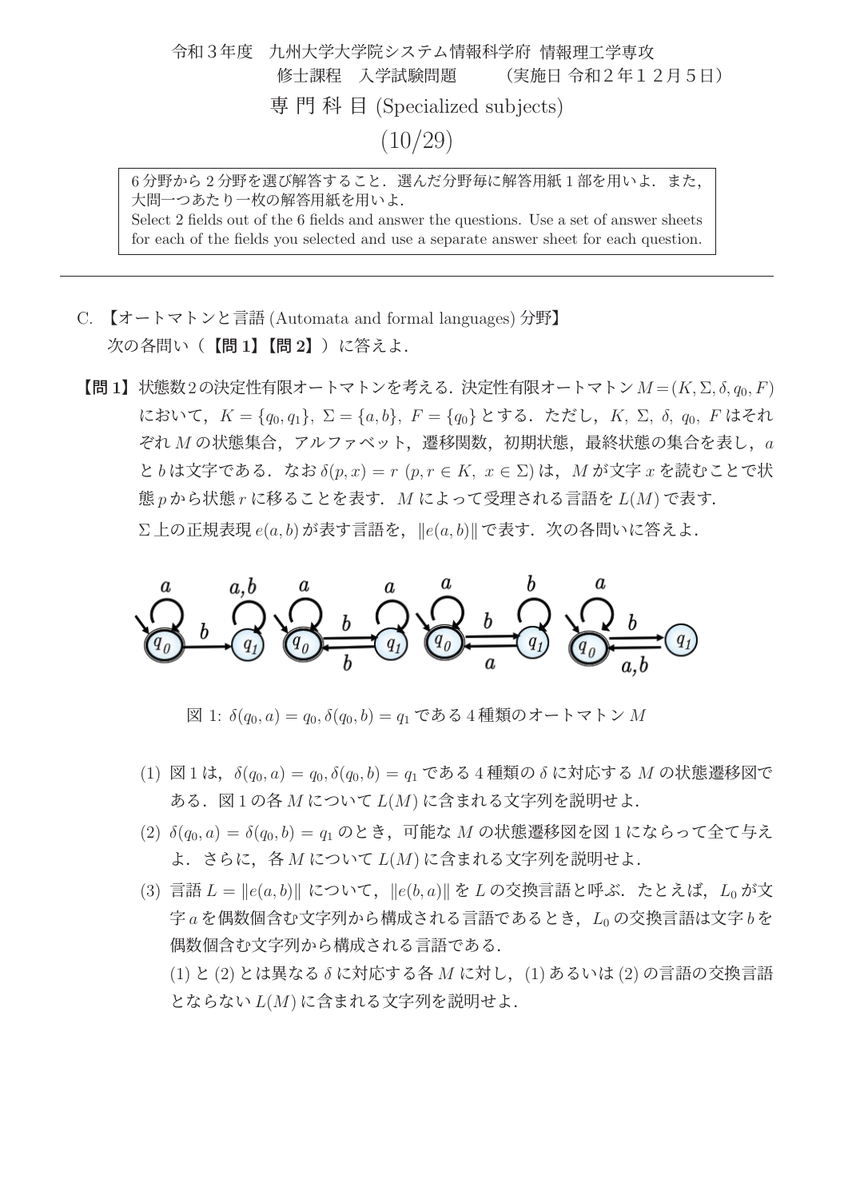令和３年度　九州大学大学院システム情報科学府 情報理工学専攻
修士課程　入学試験問題　　（実施日 令和２年１２月５日）

# 専 門 科 目 (Specialized subjects)

(10/29)

> 6 分野から 2 分野を選び解答すること．選んだ分野毎に解答用紙 1 部を用いよ．また，大問一つあたり一枚の解答用紙を用いよ．
> Select 2 fields out of the 6 fields and answer the questions. Use a set of answer sheets for each of the fields you selected and use a separate answer sheet for each question.

---

C. 【オートマトンと言語 (Automata and formal languages) 分野】
次の各問い（**【問 1】【問 2】**）に答えよ．

**【問 1】** 状態数 2 の決定性有限オートマトンを考える．決定性有限オートマトン $M=(K,\Sigma,\delta,q_0,F)$ において，$K=\{q_0,q_1\}$, $\Sigma=\{a,b\}$, $F=\{q_0\}$ とする．ただし，$K$, $\Sigma$, $\delta$, $q_0$, $F$ はそれぞれ $M$ の状態集合，アルファベット，遷移関数，初期状態，最終状態の集合を表し，$a$ と $b$ は文字である．なお $\delta(p,x)=r$ $(p,r\in K,\ x\in\Sigma)$ は，$M$ が文字 $x$ を読むことで状態 $p$ から状態 $r$ に移ることを表す．$M$ によって受理される言語を $L(M)$ で表す．

$\Sigma$ 上の正規表現 $e(a,b)$ が表す言語を，$\|e(a,b)\|$ で表す．次の各問いに答えよ．

図 1: $\delta(q_0,a)=q_0, \delta(q_0,b)=q_1$ である 4 種類のオートマトン $M$

(1) 図 1 は，$\delta(q_0,a)=q_0, \delta(q_0,b)=q_1$ である 4 種類の $\delta$ に対応する $M$ の状態遷移図である．図 1 の各 $M$ について $L(M)$ に含まれる文字列を説明せよ．

(2) $\delta(q_0,a)=\delta(q_0,b)=q_1$ のとき，可能な $M$ の状態遷移図を図 1 にならって全て与えよ．さらに，各 $M$ について $L(M)$ に含まれる文字列を説明せよ．

(3) 言語 $L=\|e(a,b)\|$ について，$\|e(b,a)\|$ を $L$ の交換言語と呼ぶ．たとえば，$L_0$ が文字 $a$ を偶数個含む文字列から構成される言語であるとき，$L_0$ の交換言語は文字 $b$ を偶数個含む文字列から構成される言語である．

(1) と (2) とは異なる $\delta$ に対応する各 $M$ に対し，(1) あるいは (2) の言語の交換言語とならない $L(M)$ に含まれる文字列を説明せよ．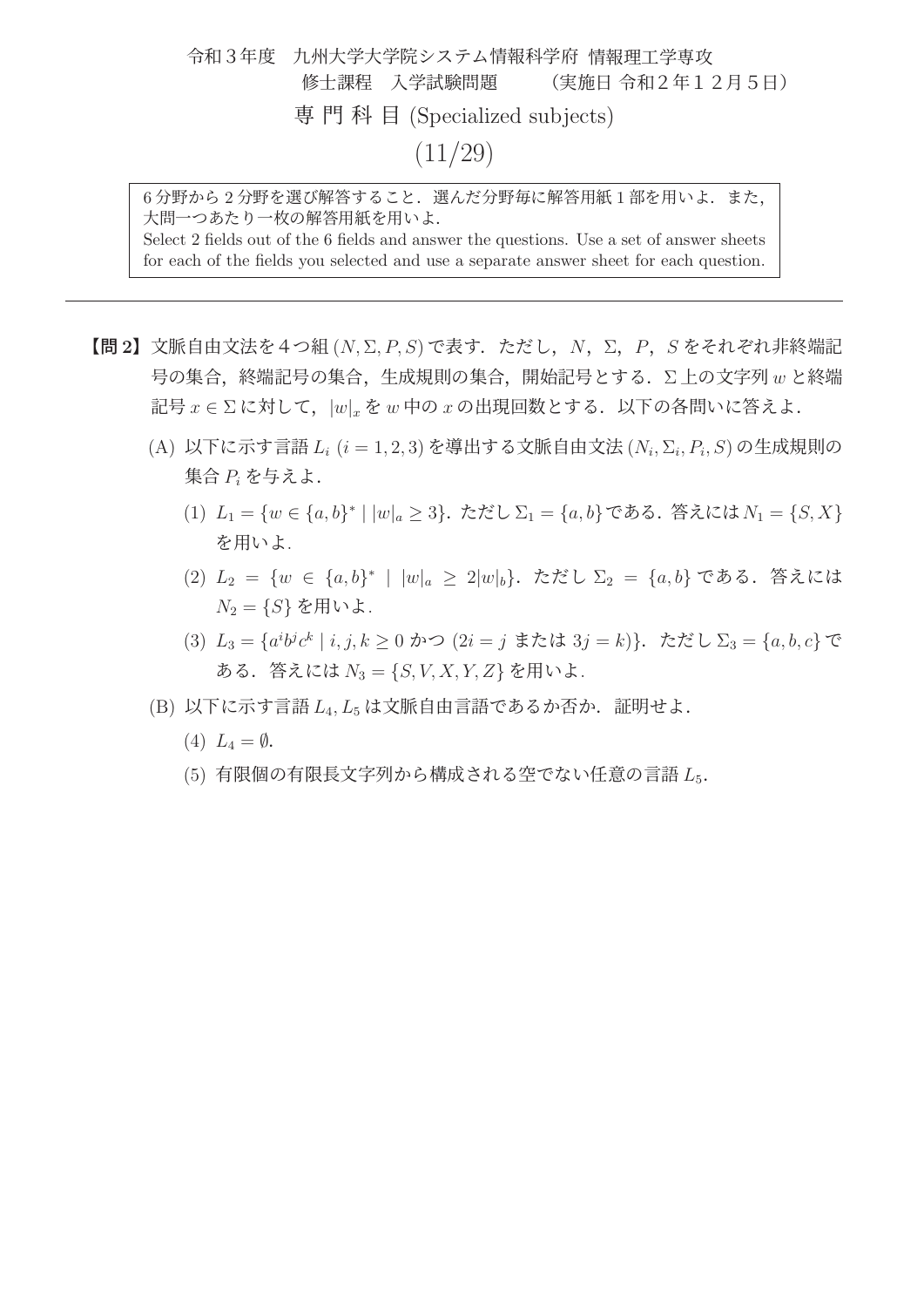令和３年度　九州大学大学院システム情報科学府 情報理工学専攻
修士課程　入学試験問題　　（実施日 令和２年１２月５日）

専 門 科 目 (Specialized subjects)

(11/29)

> 6 分野から 2 分野を選び解答すること．選んだ分野毎に解答用紙 1 部を用いよ．また，大問一つあたり一枚の解答用紙を用いよ．
> Select 2 fields out of the 6 fields and answer the questions. Use a set of answer sheets for each of the fields you selected and use a separate answer sheet for each question.

---

**【問 2】** 文脈自由文法を４つ組 $(N, \Sigma, P, S)$ で表す．ただし，$N$，$\Sigma$，$P$，$S$ をそれぞれ非終端記号の集合，終端記号の集合，生成規則の集合，開始記号とする．$\Sigma$ 上の文字列 $w$ と終端記号 $x \in \Sigma$ に対して，$|w|_x$ を $w$ 中の $x$ の出現回数とする．以下の各問いに答えよ．

(A) 以下に示す言語 $L_i$ $(i = 1, 2, 3)$ を導出する文脈自由文法 $(N_i, \Sigma_i, P_i, S)$ の生成規則の集合 $P_i$ を与えよ．

(1) $L_1 = \{w \in \{a, b\}^* \mid |w|_a \geq 3\}$．ただし $\Sigma_1 = \{a, b\}$である．答えには $N_1 = \{S, X\}$ を用いよ．

(2) $L_2 = \{w \in \{a, b\}^* \mid |w|_a \geq 2|w|_b\}$．ただし $\Sigma_2 = \{a, b\}$ である．答えには $N_2 = \{S\}$ を用いよ．

(3) $L_3 = \{a^i b^j c^k \mid i, j, k \geq 0$ かつ $(2i = j$ または $3j = k)\}$．ただし $\Sigma_3 = \{a, b, c\}$ である．答えには $N_3 = \{S, V, X, Y, Z\}$ を用いよ．

(B) 以下に示す言語 $L_4, L_5$ は文脈自由言語であるか否か．証明せよ．

(4) $L_4 = \emptyset$.

(5) 有限個の有限長文字列から構成される空でない任意の言語 $L_5$.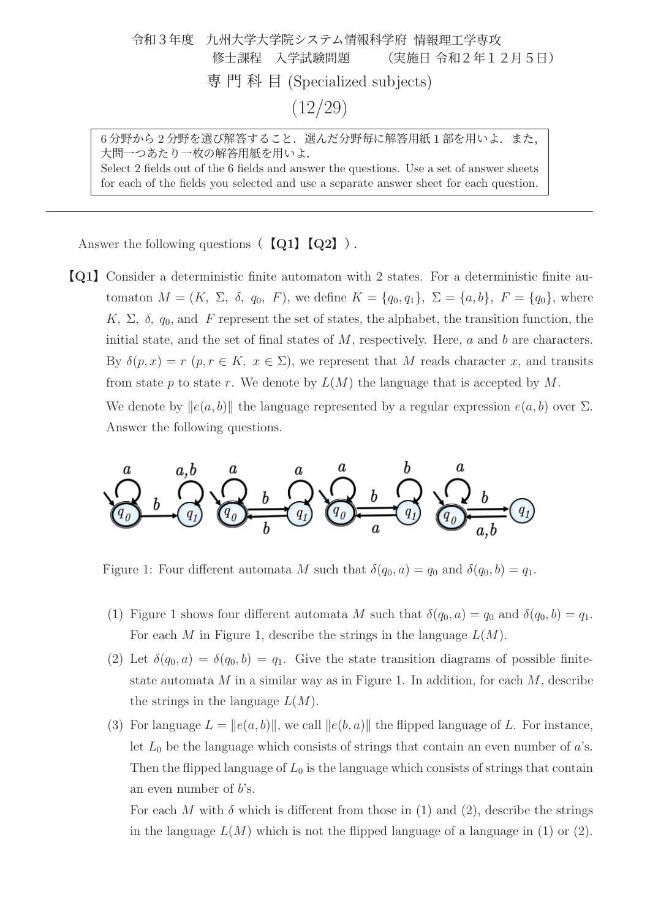令和３年度　九州大学大学院システム情報科学府 情報理工学専攻
修士課程　入学試験問題　　（実施日 令和２年１２月５日）

専 門 科 目 (Specialized subjects)

6 分野から 2 分野を選び解答すること．選んだ分野毎に解答用紙 1 部を用いよ．また，大問一つあたり一枚の解答用紙を用いよ．
Select 2 fields out of the 6 fields and answer the questions. Use a set of answer sheets for each of the fields you selected and use a separate answer sheet for each question.

---

Answer the following questions（**【Q1】【Q2】**）.

**【Q1】** Consider a deterministic finite automaton with 2 states. For a deterministic finite automaton $M = (K,\ \Sigma,\ \delta,\ q_0,\ F)$, we define $K = \{q_0, q_1\},\ \Sigma = \{a, b\},\ F = \{q_0\}$, where $K,\ \Sigma,\ \delta,\ q_0$, and $F$ represent the set of states, the alphabet, the transition function, the initial state, and the set of final states of $M$, respectively. Here, $a$ and $b$ are characters. By $\delta(p, x) = r$ $(p, r \in K,\ x \in \Sigma)$, we represent that $M$ reads character $x$, and transits from state $p$ to state $r$. We denote by $L(M)$ the language that is accepted by $M$.

We denote by $\|e(a, b)\|$ the language represented by a regular expression $e(a, b)$ over $\Sigma$. Answer the following questions.

Figure 1: Four different automata $M$ such that $\delta(q_0, a) = q_0$ and $\delta(q_0, b) = q_1$.

(1) Figure 1 shows four different automata $M$ such that $\delta(q_0, a) = q_0$ and $\delta(q_0, b) = q_1$. For each $M$ in Figure 1, describe the strings in the language $L(M)$.

(2) Let $\delta(q_0, a) = \delta(q_0, b) = q_1$. Give the state transition diagrams of possible finite-state automata $M$ in a similar way as in Figure 1. In addition, for each $M$, describe the strings in the language $L(M)$.

(3) For language $L = \|e(a, b)\|$, we call $\|e(b, a)\|$ the flipped language of $L$. For instance, let $L_0$ be the language which consists of strings that contain an even number of $a$'s. Then the flipped language of $L_0$ is the language which consists of strings that contain an even number of $b$'s.

For each $M$ with $\delta$ which is different from those in (1) and (2), describe the strings in the language $L(M)$ which is not the flipped language of a language in (1) or (2).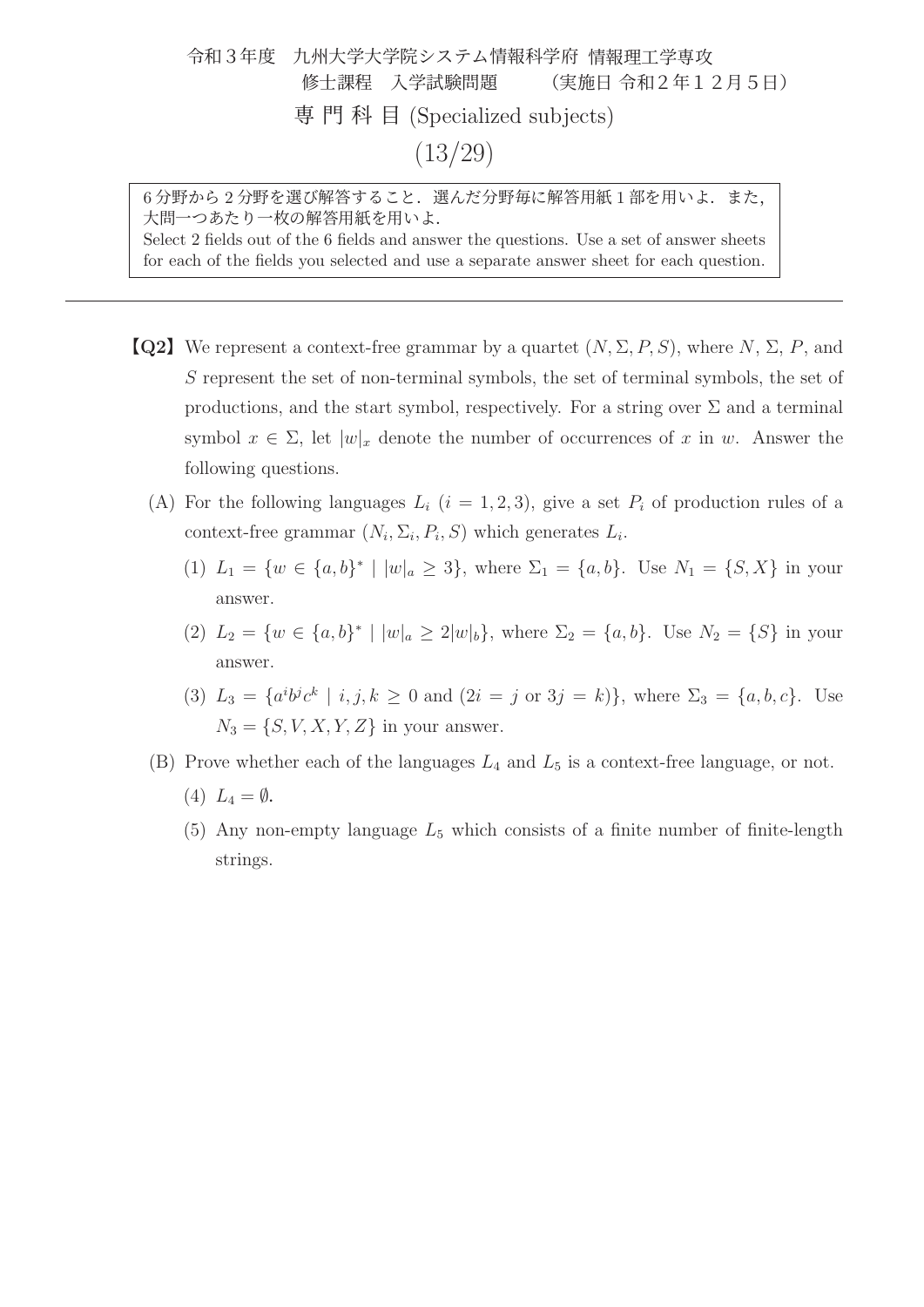令和３年度　九州大学大学院システム情報科学府 情報理工学専攻
修士課程　入学試験問題　　（実施日 令和２年１２月５日）

専 門 科 目 (Specialized subjects)

6 分野から 2 分野を選び解答すること．選んだ分野毎に解答用紙 1 部を用いよ．また，大問一つあたり一枚の解答用紙を用いよ．
Select 2 fields out of the 6 fields and answer the questions. Use a set of answer sheets for each of the fields you selected and use a separate answer sheet for each question.

---

**【Q2】** We represent a context-free grammar by a quartet $(N, \Sigma, P, S)$, where $N$, $\Sigma$, $P$, and $S$ represent the set of non-terminal symbols, the set of terminal symbols, the set of productions, and the start symbol, respectively. For a string over $\Sigma$ and a terminal symbol $x \in \Sigma$, let $|w|_x$ denote the number of occurrences of $x$ in $w$. Answer the following questions.

(A) For the following languages $L_i$ $(i = 1, 2, 3)$, give a set $P_i$ of production rules of a context-free grammar $(N_i, \Sigma_i, P_i, S)$ which generates $L_i$.

(1) $L_1 = \{w \in \{a, b\}^* \mid |w|_a \geq 3\}$, where $\Sigma_1 = \{a, b\}$. Use $N_1 = \{S, X\}$ in your answer.

(2) $L_2 = \{w \in \{a, b\}^* \mid |w|_a \geq 2|w|_b\}$, where $\Sigma_2 = \{a, b\}$. Use $N_2 = \{S\}$ in your answer.

(3) $L_3 = \{a^i b^j c^k \mid i, j, k \geq 0 \text{ and } (2i = j \text{ or } 3j = k)\}$, where $\Sigma_3 = \{a, b, c\}$. Use $N_3 = \{S, V, X, Y, Z\}$ in your answer.

(B) Prove whether each of the languages $L_4$ and $L_5$ is a context-free language, or not.

(4) $L_4 = \emptyset$.

(5) Any non-empty language $L_5$ which consists of a finite number of finite-length strings.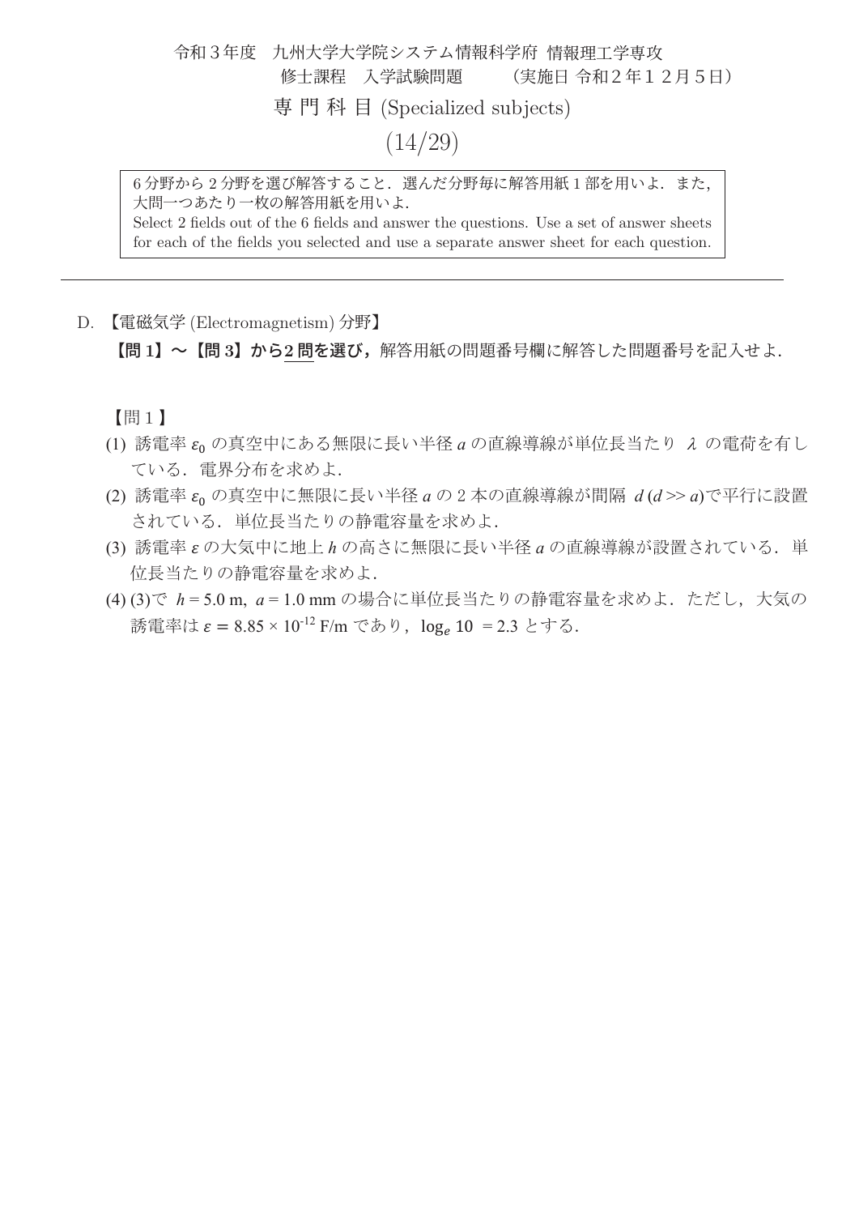令和３年度　九州大学大学院システム情報科学府 情報理工学専攻
修士課程　入学試験問題　　（実施日 令和２年１２月５日）

専 門 科 目 (Specialized subjects)

6 分野から 2 分野を選び解答すること．選んだ分野毎に解答用紙 1 部を用いよ．また，大問一つあたり一枚の解答用紙を用いよ．
Select 2 fields out of the 6 fields and answer the questions. Use a set of answer sheets for each of the fields you selected and use a separate answer sheet for each question.

---

D. 【電磁気学 (Electromagnetism) 分野】

**【問 1】～【問 3】から2 問を選び，**解答用紙の問題番号欄に解答した問題番号を記入せよ．

【問 1】

(1) 誘電率 $\varepsilon_0$ の真空中にある無限に長い半径 $a$ の直線導線が単位長当たり $\lambda$ の電荷を有している．電界分布を求めよ．

(2) 誘電率 $\varepsilon_0$ の真空中に無限に長い半径 $a$ の 2 本の直線導線が間隔 $d$ ($d >> a$)で平行に設置されている．単位長当たりの静電容量を求めよ．

(3) 誘電率 $\varepsilon$ の大気中に地上 $h$ の高さに無限に長い半径 $a$ の直線導線が設置されている．単位長当たりの静電容量を求めよ．

(4) (3)で $h = 5.0$ m, $a = 1.0$ mm の場合に単位長当たりの静電容量を求めよ．ただし，大気の誘電率は $\varepsilon = 8.85 \times 10^{-12}$ F/m であり，$\log_e 10 = 2.3$ とする．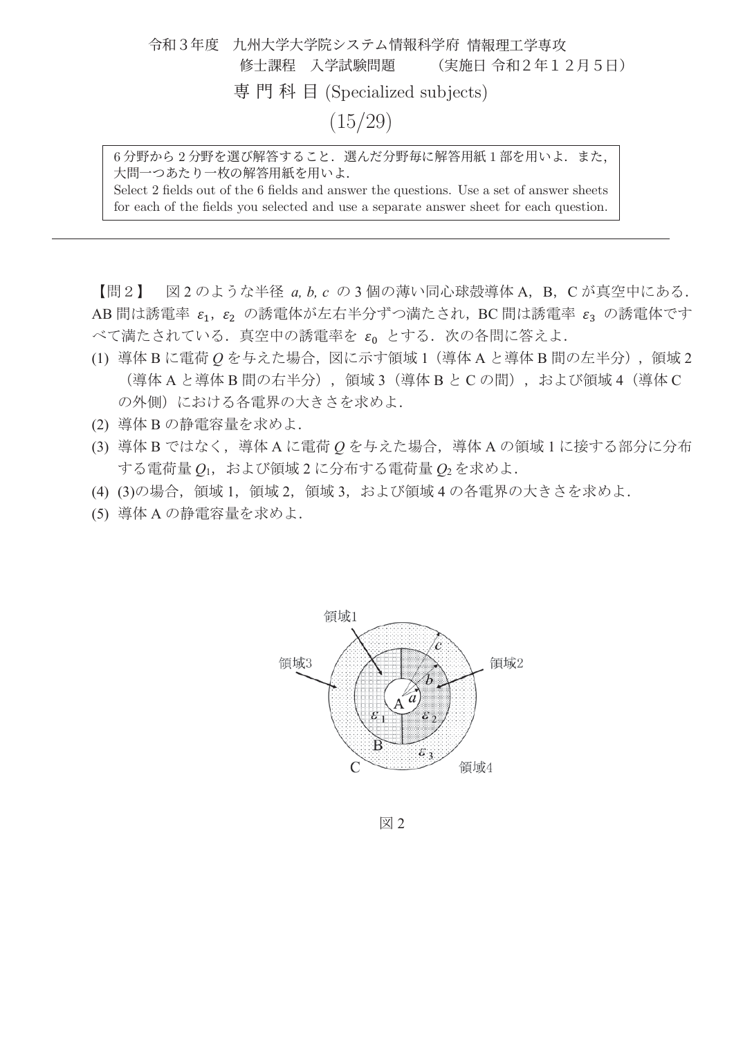令和３年度　九州大学大学院システム情報科学府 情報理工学専攻
修士課程　入学試験問題　　（実施日 令和２年１２月５日）

専 門 科 目 (Specialized subjects)

(15/29)

6 分野から 2 分野を選び解答すること．選んだ分野毎に解答用紙 1 部を用いよ．また，大問一つあたり一枚の解答用紙を用いよ.
Select 2 fields out of the 6 fields and answer the questions. Use a set of answer sheets for each of the fields you selected and use a separate answer sheet for each question.

---

【問２】　図 2 のような半径 $a, b, c$ の 3 個の薄い同心球殻導体 A，B，C が真空中にある．AB 間は誘電率 $\varepsilon_1$，$\varepsilon_2$ の誘電体が左右半分ずつ満たされ，BC 間は誘電率 $\varepsilon_3$ の誘電体ですべて満たされている．真空中の誘電率を $\varepsilon_0$ とする．次の各問に答えよ．

(1) 導体 B に電荷 $Q$ を与えた場合，図に示す領域 1（導体 A と導体 B 間の左半分），領域 2（導体 A と導体 B 間の右半分），領域 3（導体 B と C の間），および領域 4（導体 C の外側）における各電界の大きさを求めよ．
(2) 導体 B の静電容量を求めよ．
(3) 導体 B ではなく，導体 A に電荷 $Q$ を与えた場合，導体 A の領域 1 に接する部分に分布する電荷量 $Q_1$，および領域 2 に分布する電荷量 $Q_2$ を求めよ．
(4) (3)の場合，領域 1，領域 2，領域 3，および領域 4 の各電界の大きさを求めよ．
(5) 導体 A の静電容量を求めよ．

図 2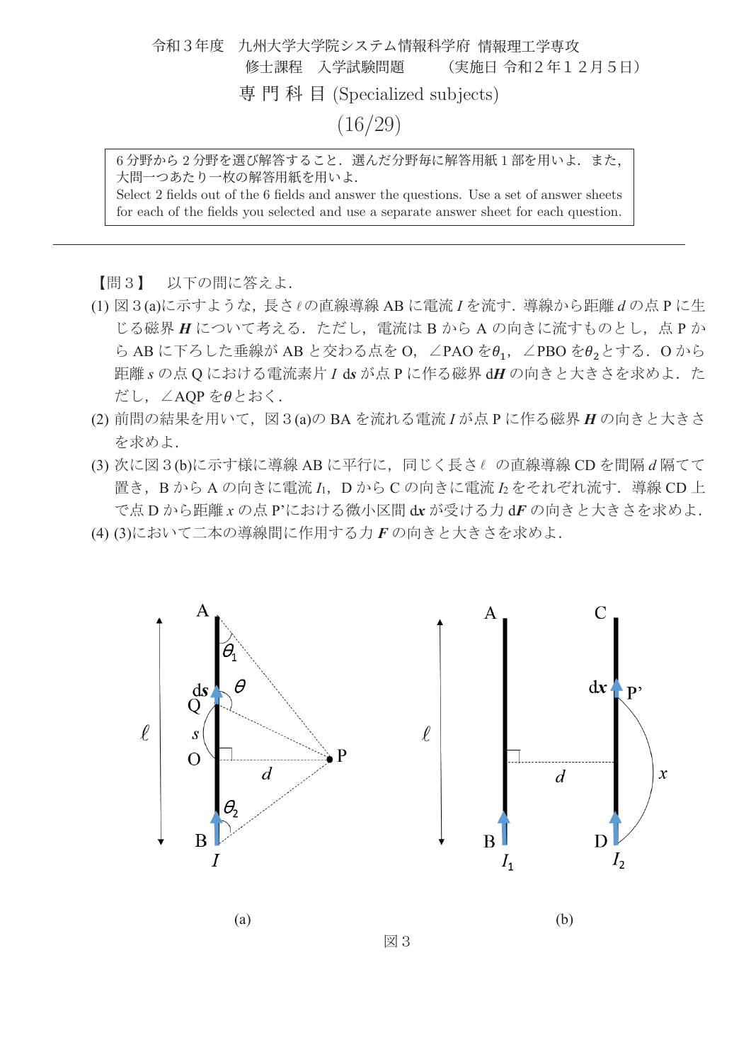令和３年度　九州大学大学院システム情報科学府 情報理工学専攻
修士課程　入学試験問題　　（実施日 令和２年１２月５日）

専 門 科 目 (Specialized subjects)

6 分野から 2 分野を選び解答すること．選んだ分野毎に解答用紙 1 部を用いよ．また，大問一つあたり一枚の解答用紙を用いよ.
Select 2 fields out of the 6 fields and answer the questions. Use a set of answer sheets for each of the fields you selected and use a separate answer sheet for each question.

---

【問３】　以下の問に答えよ．

(1) 図３(a)に示すような，長さ$\ell$の直線導線 AB に電流$I$を流す．導線から距離$d$の点 P に生じる磁界$\boldsymbol{H}$について考える．ただし，電流は B から A の向きに流すものとし，点 P から AB に下ろした垂線が AB と交わる点を O，∠PAO を$\theta_1$，∠PBO を$\theta_2$とする．O から距離$s$の点 Q における電流素片$I\ \mathrm{d}\boldsymbol{s}$が点 P に作る磁界$\mathrm{d}\boldsymbol{H}$の向きと大きさを求めよ．ただし，∠AQP を$\theta$とおく．

(2) 前問の結果を用いて，図３(a)の BA を流れる電流$I$が点 P に作る磁界$\boldsymbol{H}$の向きと大きさを求めよ．

(3) 次に図３(b)に示す様に導線 AB に平行に，同じく長さ$\ell$の直線導線 CD を間隔$d$隔てて置き，B から A の向きに電流$I_1$，D から C の向きに電流$I_2$をそれぞれ流す．導線 CD 上で点 D から距離$x$の点 P'における微小区間$\mathrm{d}\boldsymbol{x}$が受ける力$\mathrm{d}\boldsymbol{F}$の向きと大きさを求めよ．

(4) (3)において二本の導線間に作用する力$\boldsymbol{F}$の向きと大きさを求めよ．

(a)　　　　　　　　(b)

図３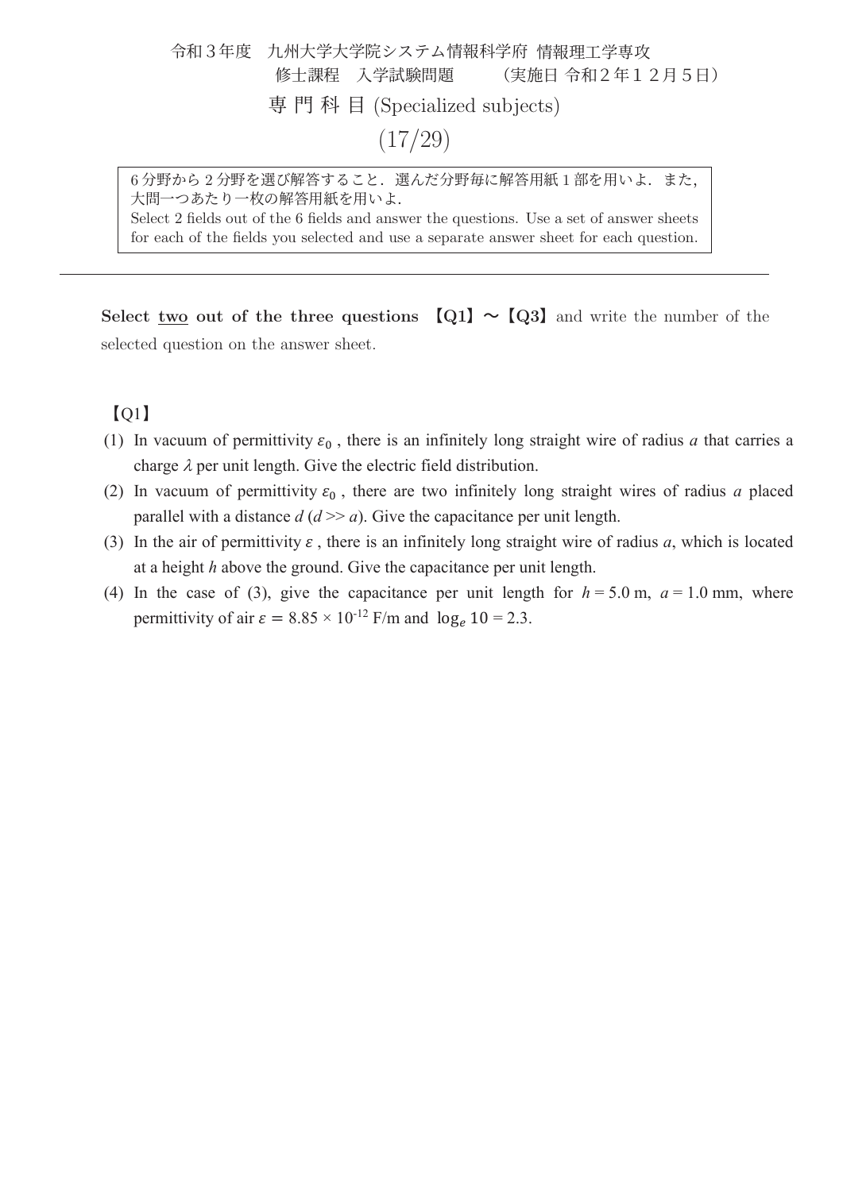令和３年度　九州大学大学院システム情報科学府 情報理工学専攻
修士課程　入学試験問題　　（実施日 令和２年１２月５日）

専 門 科 目 (Specialized subjects)

6 分野から 2 分野を選び解答すること．選んだ分野毎に解答用紙 1 部を用いよ．また，大問一つあたり一枚の解答用紙を用いよ．
Select 2 fields out of the 6 fields and answer the questions. Use a set of answer sheets for each of the fields you selected and use a separate answer sheet for each question.

---

**Select <u>two</u> out of the three questions 【Q1】～【Q3】** and write the number of the selected question on the answer sheet.

【Q1】

(1) In vacuum of permittivity $\varepsilon_0$ , there is an infinitely long straight wire of radius $a$ that carries a charge $\lambda$ per unit length. Give the electric field distribution.

(2) In vacuum of permittivity $\varepsilon_0$ , there are two infinitely long straight wires of radius $a$ placed parallel with a distance $d$ ($d >> a$). Give the capacitance per unit length.

(3) In the air of permittivity $\varepsilon$ , there is an infinitely long straight wire of radius $a$, which is located at a height $h$ above the ground. Give the capacitance per unit length.

(4) In the case of (3), give the capacitance per unit length for $h = 5.0$ m, $a = 1.0$ mm, where permittivity of air $\varepsilon = 8.85 \times 10^{-12}$ F/m and $\log_e 10 = 2.3$.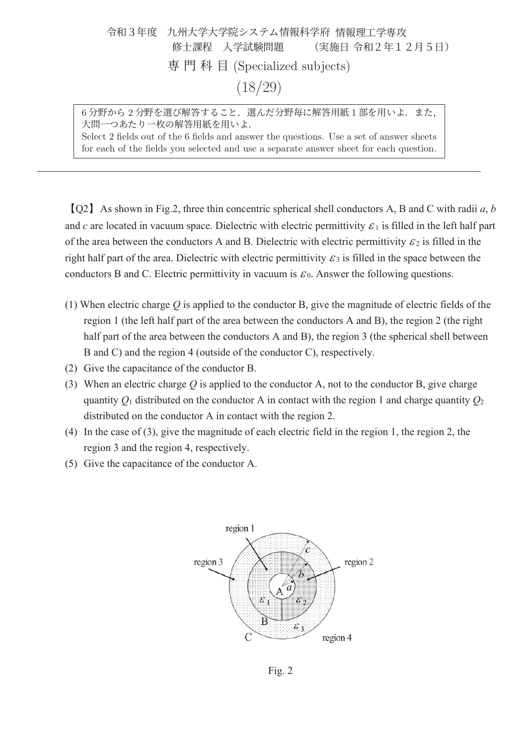6分野から2分野を選び解答すること．選んだ分野毎に解答用紙1部を用いよ．また，大問一つあたり一枚の解答用紙を用いよ．
Select 2 fields out of the 6 fields and answer the questions. Use a set of answer sheets for each of the fields you selected and use a separate answer sheet for each question.

---

【Q2】 As shown in Fig.2, three thin concentric spherical shell conductors A, B and C with radii $a$, $b$ and $c$ are located in vacuum space. Dielectric with electric permittivity $\varepsilon_1$ is filled in the left half part of the area between the conductors A and B. Dielectric with electric permittivity $\varepsilon_2$ is filled in the right half part of the area. Dielectric with electric permittivity $\varepsilon_3$ is filled in the space between the conductors B and C. Electric permittivity in vacuum is $\varepsilon_0$. Answer the following questions.

(1) When electric charge $Q$ is applied to the conductor B, give the magnitude of electric fields of the region 1 (the left half part of the area between the conductors A and B), the region 2 (the right half part of the area between the conductors A and B), the region 3 (the spherical shell between B and C) and the region 4 (outside of the conductor C), respectively.

(2) Give the capacitance of the conductor B.

(3) When an electric charge $Q$ is applied to the conductor A, not to the conductor B, give charge quantity $Q_1$ distributed on the conductor A in contact with the region 1 and charge quantity $Q_2$ distributed on the conductor A in contact with the region 2.

(4) In the case of (3), give the magnitude of each electric field in the region 1, the region 2, the region 3 and the region 4, respectively.

(5) Give the capacitance of the conductor A.

Fig. 2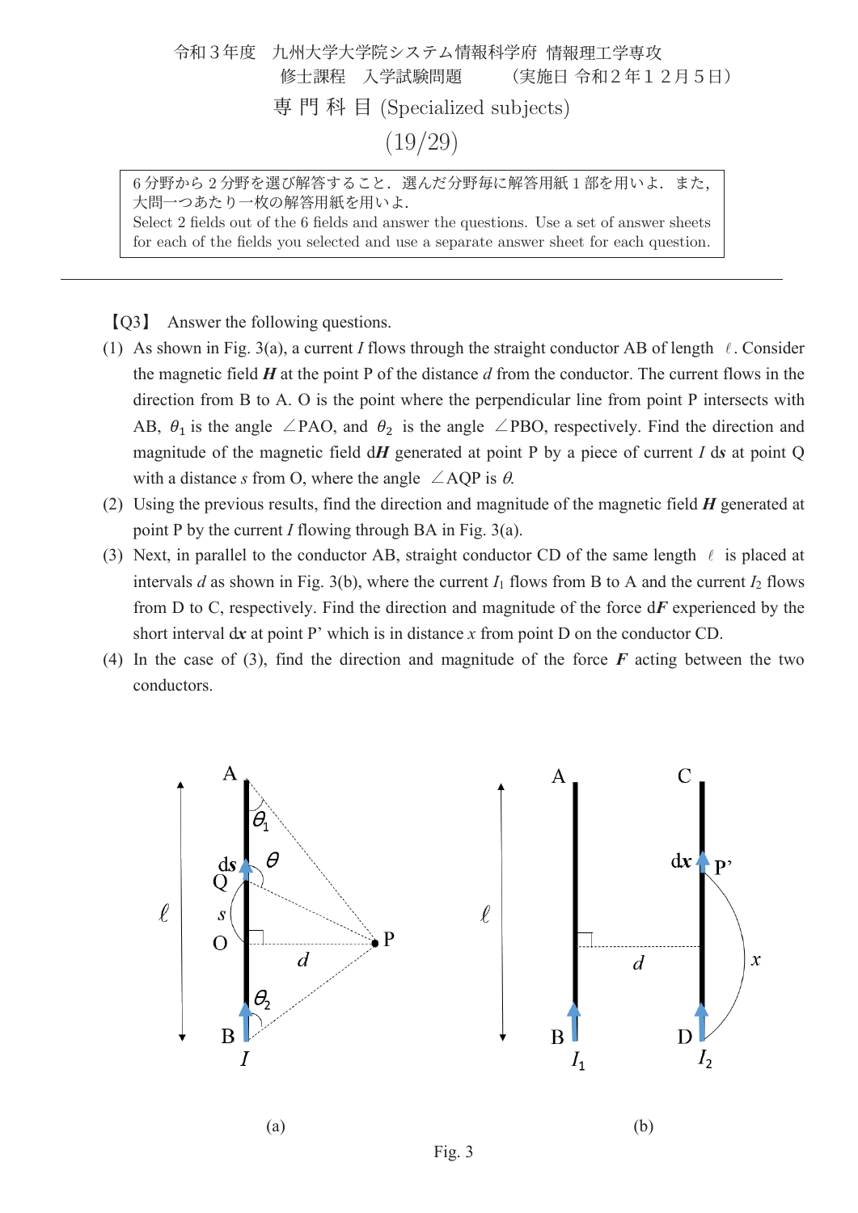令和３年度　九州大学大学院システム情報科学府 情報理工学専攻
修士課程　入学試験問題　　（実施日 令和２年１２月５日）

専 門 科 目 (Specialized subjects)

6 分野から 2 分野を選び解答すること．選んだ分野毎に解答用紙 1 部を用いよ．また，大問一つあたり一枚の解答用紙を用いよ．
Select 2 fields out of the 6 fields and answer the questions. Use a set of answer sheets for each of the fields you selected and use a separate answer sheet for each question.

---

【Q3】 Answer the following questions.

(1) As shown in Fig. 3(a), a current $I$ flows through the straight conductor AB of length $\ell$. Consider the magnetic field $\boldsymbol{H}$ at the point P of the distance $d$ from the conductor. The current flows in the direction from B to A. O is the point where the perpendicular line from point P intersects with AB, $\theta_1$ is the angle ∠PAO, and $\theta_2$ is the angle ∠PBO, respectively. Find the direction and magnitude of the magnetic field d$\boldsymbol{H}$ generated at point P by a piece of current $I$ d$\boldsymbol{s}$ at point Q with a distance $s$ from O, where the angle ∠AQP is $\theta$.

(2) Using the previous results, find the direction and magnitude of the magnetic field $\boldsymbol{H}$ generated at point P by the current $I$ flowing through BA in Fig. 3(a).

(3) Next, in parallel to the conductor AB, straight conductor CD of the same length $\ell$ is placed at intervals $d$ as shown in Fig. 3(b), where the current $I_1$ flows from B to A and the current $I_2$ flows from D to C, respectively. Find the direction and magnitude of the force d$\boldsymbol{F}$ experienced by the short interval d$\boldsymbol{x}$ at point P' which is in distance $x$ from point D on the conductor CD.

(4) In the case of (3), find the direction and magnitude of the force $\boldsymbol{F}$ acting between the two conductors.

(a)　　　　　　(b)

Fig. 3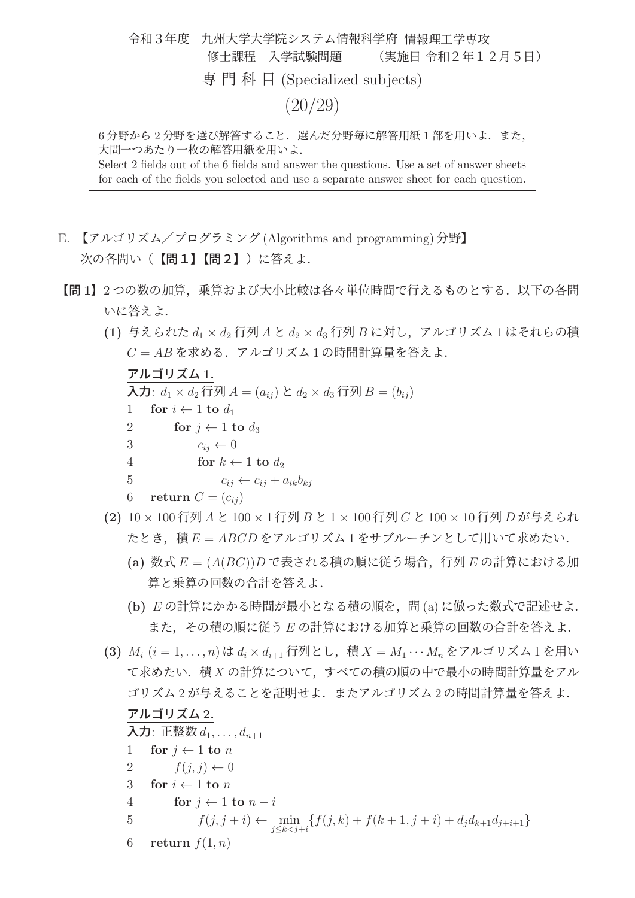令和３年度　九州大学大学院システム情報科学府 情報理工学専攻
修士課程　入学試験問題　　（実施日 令和２年１２月５日）

専 門 科 目 (Specialized subjects)

(20/29)

> 6 分野から 2 分野を選び解答すること．選んだ分野毎に解答用紙 1 部を用いよ．また，大問一つあたり一枚の解答用紙を用いよ．
> Select 2 fields out of the 6 fields and answer the questions. Use a set of answer sheets for each of the fields you selected and use a separate answer sheet for each question.

---

E. 【アルゴリズム／プログラミング (Algorithms and programming) 分野】
次の各問い（**【問１】【問２】**）に答えよ．

**【問 1】** 2 つの数の加算，乗算および大小比較は各々単位時間で行えるものとする．以下の各問いに答えよ．

**(1)** 与えられた $d_1 \times d_2$ 行列 $A$ と $d_2 \times d_3$ 行列 $B$ に対し，アルゴリズム 1 はそれらの積 $C = AB$ を求める．アルゴリズム 1 の時間計算量を答えよ．

**アルゴリズム 1.**
**入力**: $d_1 \times d_2$ 行列 $A = (a_{ij})$ と $d_2 \times d_3$ 行列 $B = (b_{ij})$

1. **for** $i \leftarrow 1$ **to** $d_1$
2. 　　**for** $j \leftarrow 1$ **to** $d_3$
3. 　　　　$c_{ij} \leftarrow 0$
4. 　　　　**for** $k \leftarrow 1$ **to** $d_2$
5. 　　　　　　$c_{ij} \leftarrow c_{ij} + a_{ik}b_{kj}$
6. **return** $C = (c_{ij})$

**(2)** $10 \times 100$ 行列 $A$ と $100 \times 1$ 行列 $B$ と $1 \times 100$ 行列 $C$ と $100 \times 10$ 行列 $D$ が与えられたとき，積 $E = ABCD$ をアルゴリズム 1 をサブルーチンとして用いて求めたい．

**(a)** 数式 $E = (A(BC))D$ で表される積の順に従う場合，行列 $E$ の計算における加算と乗算の回数の合計を答えよ．

**(b)** $E$ の計算にかかる時間が最小となる積の順を，問 (a) に倣った数式で記述せよ．また，その積の順に従う $E$ の計算における加算と乗算の回数の合計を答えよ．

**(3)** $M_i$ $(i = 1, \ldots, n)$ は $d_i \times d_{i+1}$ 行列とし，積 $X = M_1 \cdots M_n$ をアルゴリズム 1 を用いて求めたい．積 $X$ の計算について，すべての積の順の中で最小の時間計算量をアルゴリズム 2 が与えることを証明せよ．またアルゴリズム 2 の時間計算量を答えよ．

**アルゴリズム 2.**
**入力**: 正整数 $d_1, \ldots, d_{n+1}$

1. **for** $j \leftarrow 1$ **to** $n$
2. 　　$f(j, j) \leftarrow 0$
3. **for** $i \leftarrow 1$ **to** $n$
4. 　　**for** $j \leftarrow 1$ **to** $n - i$
5. 　　　　$f(j, j+i) \leftarrow \min_{j \le k < j+i} \{f(j,k) + f(k+1, j+i) + d_j d_{k+1} d_{j+i+1}\}$
6. **return** $f(1, n)$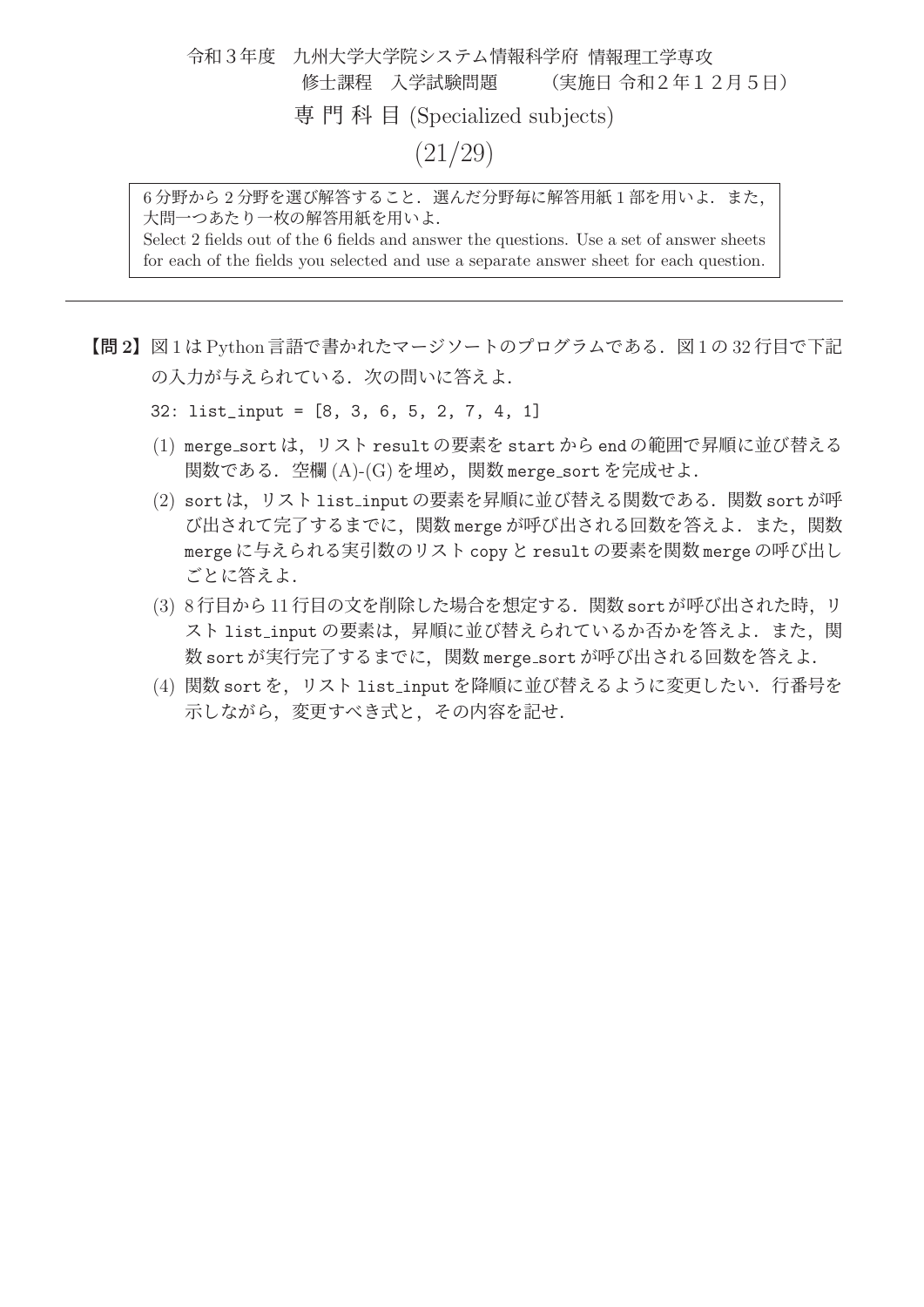令和３年度　九州大学大学院システム情報科学府 情報理工学専攻
修士課程　入学試験問題　　（実施日 令和２年１２月５日）

専 門 科 目 (Specialized subjects)

6 分野から 2 分野を選び解答すること．選んだ分野毎に解答用紙 1 部を用いよ．また，大問一つあたり一枚の解答用紙を用いよ．
Select 2 fields out of the 6 fields and answer the questions. Use a set of answer sheets for each of the fields you selected and use a separate answer sheet for each question.

---

**【問 2】** 図 1 は Python 言語で書かれたマージソートのプログラムである．図 1 の 32 行目で下記の入力が与えられている．次の問いに答えよ．

```
32: list_input = [8, 3, 6, 5, 2, 7, 4, 1]
```

(1) merge_sort は，リスト result の要素を start から end の範囲で昇順に並び替える関数である．空欄 (A)-(G) を埋め，関数 merge_sort を完成せよ．

(2) sort は，リスト list_input の要素を昇順に並び替える関数である．関数 sort が呼び出されて完了するまでに，関数 merge が呼び出される回数を答えよ．また，関数 merge に与えられる実引数のリスト copy と result の要素を関数 merge の呼び出しごとに答えよ．

(3) 8 行目から 11 行目の文を削除した場合を想定する．関数 sort が呼び出された時，リスト list_input の要素は，昇順に並び替えられているか否かを答えよ．また，関数 sort が実行完了するまでに，関数 merge_sort が呼び出される回数を答えよ．

(4) 関数 sort を，リスト list_input を降順に並び替えるように変更したい．行番号を示しながら，変更すべき式と，その内容を記せ．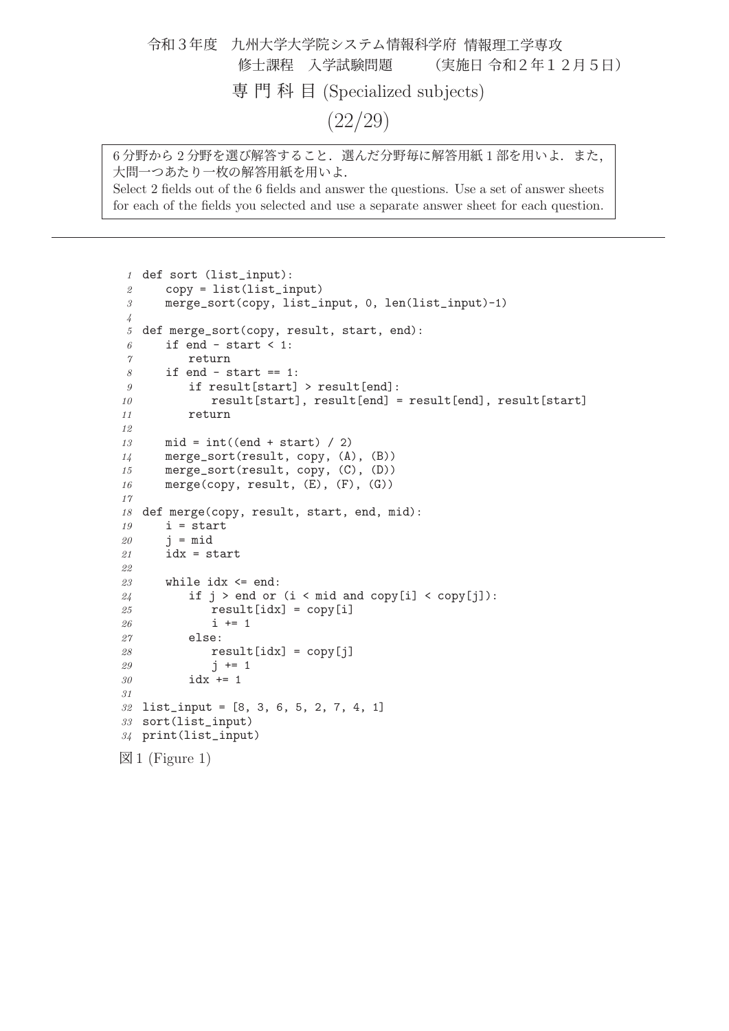6分野から2分野を選び解答すること．選んだ分野毎に解答用紙1部を用いよ．また，大問一つあたり一枚の解答用紙を用いよ．
Select 2 fields out of the 6 fields and answer the questions. Use a set of answer sheets for each of the fields you selected and use a separate answer sheet for each question.

---

```
1  def sort (list_input):
2     copy = list(list_input)
3     merge_sort(copy, list_input, 0, len(list_input)-1)
4
5  def merge_sort(copy, result, start, end):
6     if end - start < 1:
7        return
8     if end - start == 1:
9        if result[start] > result[end]:
10          result[start], result[end] = result[end], result[start]
11       return
12
13    mid = int((end + start) / 2)
14    merge_sort(result, copy, (A), (B))
15    merge_sort(result, copy, (C), (D))
16    merge(copy, result, (E), (F), (G))
17
18 def merge(copy, result, start, end, mid):
19    i = start
20    j = mid
21    idx = start
22
23    while idx <= end:
24       if j > end or (i < mid and copy[i] < copy[j]):
25          result[idx] = copy[i]
26          i += 1
27       else:
28          result[idx] = copy[j]
29          j += 1
30       idx += 1
31
32 list_input = [8, 3, 6, 5, 2, 7, 4, 1]
33 sort(list_input)
34 print(list_input)
```

図1 (Figure 1)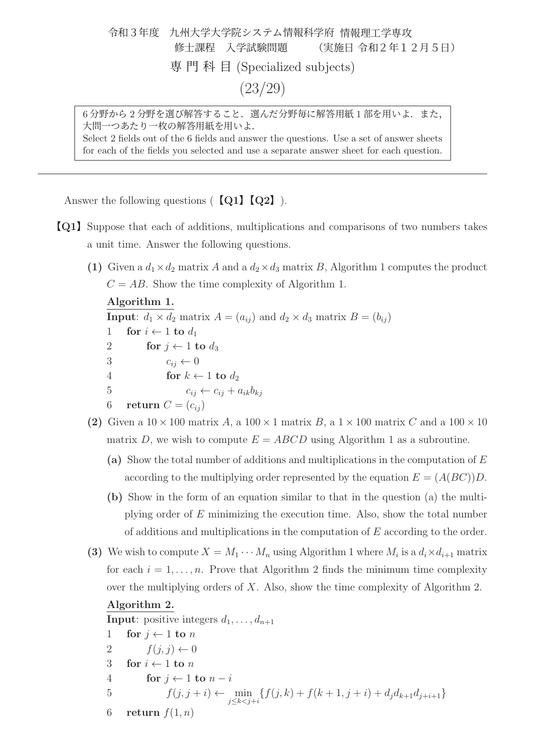令和３年度　九州大学大学院システム情報科学府 情報理工学専攻
修士課程　入学試験問題　　（実施日 令和２年１２月５日）

専 門 科 目 (Specialized subjects)

(23/29)

> 6 分野から 2 分野を選び解答すること．選んだ分野毎に解答用紙 1 部を用いよ．また，大問一つあたり一枚の解答用紙を用いよ．
> Select 2 fields out of the 6 fields and answer the questions. Use a set of answer sheets for each of the fields you selected and use a separate answer sheet for each question.

---

Answer the following questions (【Q1】【Q2】).

**【Q1】** Suppose that each of additions, multiplications and comparisons of two numbers takes a unit time. Answer the following questions.

**(1)** Given a $d_1 \times d_2$ matrix $A$ and a $d_2 \times d_3$ matrix $B$, Algorithm 1 computes the product $C = AB$. Show the time complexity of Algorithm 1.

**Algorithm 1.**
**Input**: $d_1 \times d_2$ matrix $A = (a_{ij})$ and $d_2 \times d_3$ matrix $B = (b_{ij})$

1 **for** $i \leftarrow 1$ **to** $d_1$
2 　　**for** $j \leftarrow 1$ **to** $d_3$
3 　　　　$c_{ij} \leftarrow 0$
4 　　　　**for** $k \leftarrow 1$ **to** $d_2$
5 　　　　　　$c_{ij} \leftarrow c_{ij} + a_{ik}b_{kj}$
6 **return** $C = (c_{ij})$

**(2)** Given a $10 \times 100$ matrix $A$, a $100 \times 1$ matrix $B$, a $1 \times 100$ matrix $C$ and a $100 \times 10$ matrix $D$, we wish to compute $E = ABCD$ using Algorithm 1 as a subroutine.

**(a)** Show the total number of additions and multiplications in the computation of $E$ according to the multiplying order represented by the equation $E = (A(BC))D$.

**(b)** Show in the form of an equation similar to that in the question (a) the multiplying order of $E$ minimizing the execution time. Also, show the total number of additions and multiplications in the computation of $E$ according to the order.

**(3)** We wish to compute $X = M_1 \cdots M_n$ using Algorithm 1 where $M_i$ is a $d_i \times d_{i+1}$ matrix for each $i = 1, \ldots, n$. Prove that Algorithm 2 finds the minimum time complexity over the multiplying orders of $X$. Also, show the time complexity of Algorithm 2.

**Algorithm 2.**
**Input**: positive integers $d_1, \ldots, d_{n+1}$

1 **for** $j \leftarrow 1$ **to** $n$
2 　　$f(j, j) \leftarrow 0$
3 **for** $i \leftarrow 1$ **to** $n$
4 　　**for** $j \leftarrow 1$ **to** $n - i$
5 　　　　$f(j, j+i) \leftarrow \min\limits_{j \le k < j+i} \{f(j, k) + f(k+1, j+i) + d_j d_{k+1} d_{j+i+1}\}$
6 **return** $f(1, n)$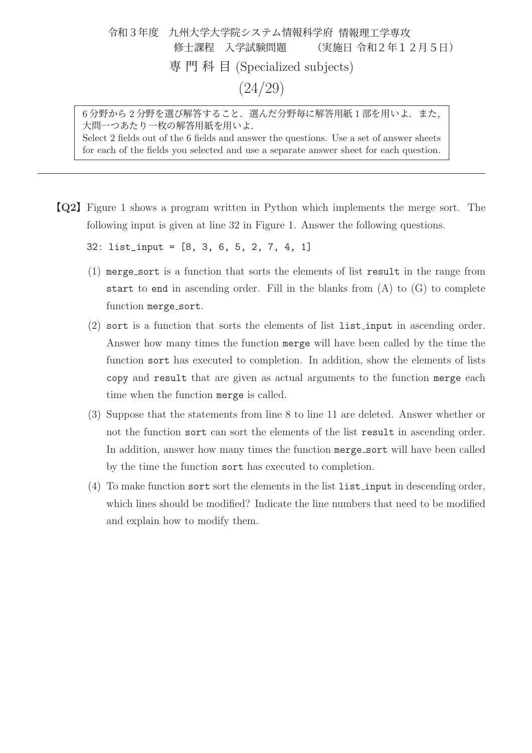令和３年度　九州大学大学院システム情報科学府 情報理工学専攻
修士課程　入学試験問題　　（実施日 令和２年１２月５日）

# 専 門 科 目 (Specialized subjects)

(24/29)

6 分野から 2 分野を選び解答すること．選んだ分野毎に解答用紙 1 部を用いよ．また，大問一つあたり一枚の解答用紙を用いよ．
Select 2 fields out of the 6 fields and answer the questions. Use a set of answer sheets for each of the fields you selected and use a separate answer sheet for each question.

---

**【Q2】** Figure 1 shows a program written in Python which implements the merge sort. The following input is given at line 32 in Figure 1. Answer the following questions.

```
32: list_input = [8, 3, 6, 5, 2, 7, 4, 1]
```

(1) `merge_sort` is a function that sorts the elements of list `result` in the range from `start` to `end` in ascending order. Fill in the blanks from (A) to (G) to complete function `merge_sort`.

(2) `sort` is a function that sorts the elements of list `list_input` in ascending order. Answer how many times the function `merge` will have been called by the time the function `sort` has executed to completion. In addition, show the elements of lists `copy` and `result` that are given as actual arguments to the function `merge` each time when the function `merge` is called.

(3) Suppose that the statements from line 8 to line 11 are deleted. Answer whether or not the function `sort` can sort the elements of the list `result` in ascending order. In addition, answer how many times the function `merge_sort` will have been called by the time the function `sort` has executed to completion.

(4) To make function `sort` sort the elements in the list `list_input` in descending order, which lines should be modified? Indicate the line numbers that need to be modified and explain how to modify them.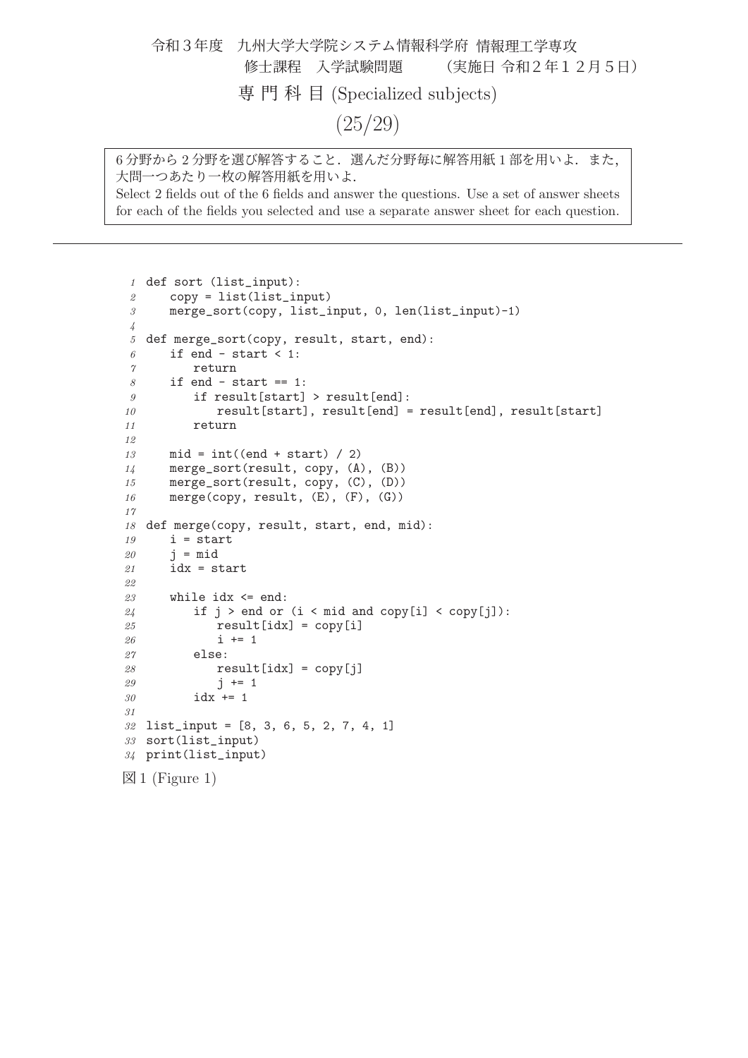6分野から2分野を選び解答すること．選んだ分野毎に解答用紙1部を用いよ．また，大問一つあたり一枚の解答用紙を用いよ．
Select 2 fields out of the 6 fields and answer the questions. Use a set of answer sheets for each of the fields you selected and use a separate answer sheet for each question.

---

```
1  def sort (list_input):
2      copy = list(list_input)
3      merge_sort(copy, list_input, 0, len(list_input)-1)
4  
5  def merge_sort(copy, result, start, end):
6      if end - start < 1:
7          return
8      if end - start == 1:
9          if result[start] > result[end]:
10             result[start], result[end] = result[end], result[start]
11         return
12 
13     mid = int((end + start) / 2)
14     merge_sort(result, copy, (A), (B))
15     merge_sort(result, copy, (C), (D))
16     merge(copy, result, (E), (F), (G))
17 
18 def merge(copy, result, start, end, mid):
19     i = start
20     j = mid
21     idx = start
22 
23     while idx <= end:
24         if j > end or (i < mid and copy[i] < copy[j]):
25             result[idx] = copy[i]
26             i += 1
27         else:
28             result[idx] = copy[j]
29             j += 1
30         idx += 1
31 
32 list_input = [8, 3, 6, 5, 2, 7, 4, 1]
33 sort(list_input)
34 print(list_input)
```

図1 (Figure 1)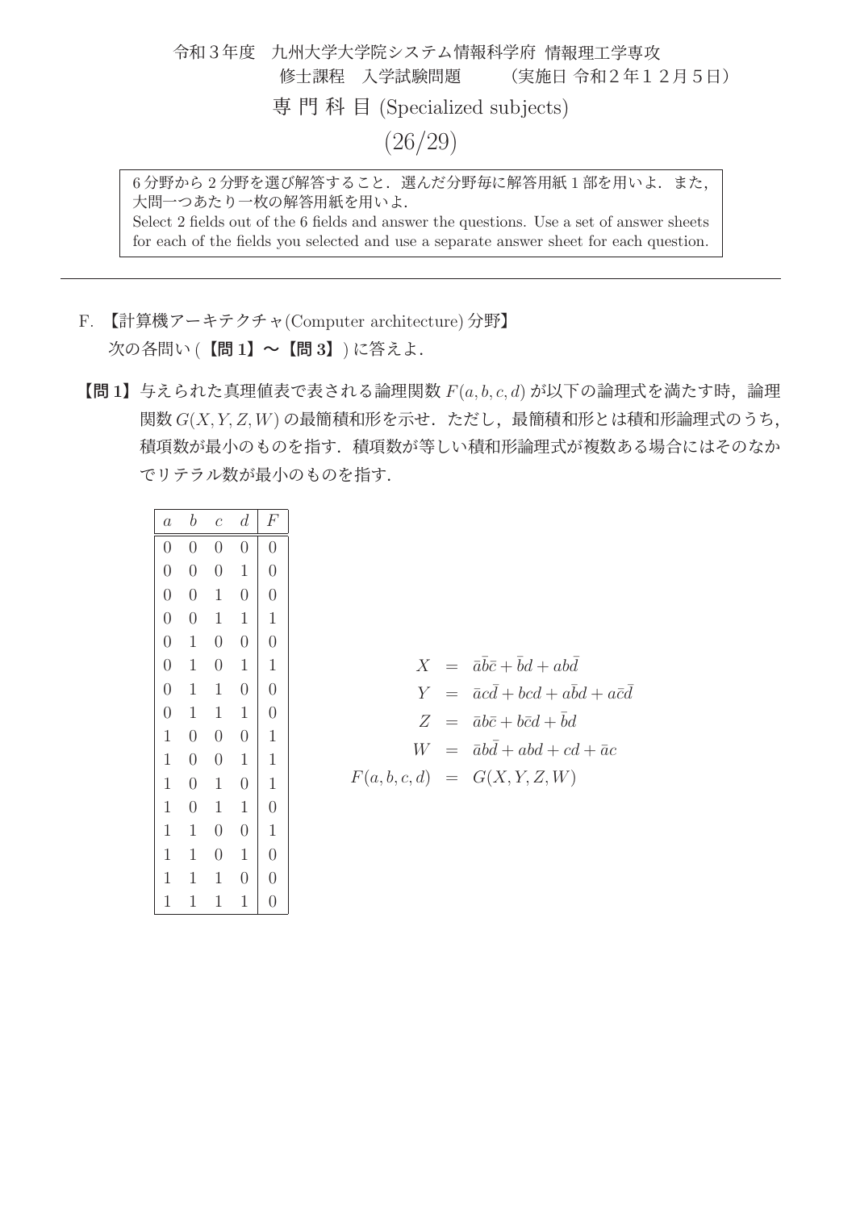令和３年度　九州大学大学院システム情報科学府 情報理工学専攻
修士課程　入学試験問題　　（実施日 令和２年１２月５日）

専 門 科 目 (Specialized subjects)

6 分野から 2 分野を選び解答すること．選んだ分野毎に解答用紙 1 部を用いよ．また，大問一つあたり一枚の解答用紙を用いよ．
Select 2 fields out of the 6 fields and answer the questions. Use a set of answer sheets for each of the fields you selected and use a separate answer sheet for each question.

---

F. 【計算機アーキテクチャ(Computer architecture) 分野】
次の各問い (**【問 1】〜【問 3】**) に答えよ．

**【問 1】** 与えられた真理値表で表される論理関数 $F(a, b, c, d)$ が以下の論理式を満たす時，論理関数 $G(X, Y, Z, W)$ の最簡積和形を示せ．ただし，最簡積和形とは積和形論理式のうち，積項数が最小のものを指す．積項数が等しい積和形論理式が複数ある場合にはそのなかでリテラル数が最小のものを指す．

| $a$ | $b$ | $c$ | $d$ | $F$ |
|---|---|---|---|---|
| 0 | 0 | 0 | 0 | 0 |
| 0 | 0 | 0 | 1 | 0 |
| 0 | 0 | 1 | 0 | 0 |
| 0 | 0 | 1 | 1 | 1 |
| 0 | 1 | 0 | 0 | 0 |
| 0 | 1 | 0 | 1 | 1 |
| 0 | 1 | 1 | 0 | 0 |
| 0 | 1 | 1 | 1 | 0 |
| 1 | 0 | 0 | 0 | 1 |
| 1 | 0 | 0 | 1 | 1 |
| 1 | 0 | 1 | 0 | 1 |
| 1 | 0 | 1 | 1 | 0 |
| 1 | 1 | 0 | 0 | 1 |
| 1 | 1 | 0 | 1 | 0 |
| 1 | 1 | 1 | 0 | 0 |
| 1 | 1 | 1 | 1 | 0 |

$$
\begin{aligned}
X &= \bar{a}\bar{b}\bar{c} + \bar{b}d + ab\bar{d} \\
Y &= \bar{a}c\bar{d} + bcd + a\bar{b}d + a\bar{c}\bar{d} \\
Z &= \bar{a}b\bar{c} + b\bar{c}d + \bar{b}d \\
W &= \bar{a}b\bar{d} + abd + cd + \bar{a}c \\
F(a, b, c, d) &= G(X, Y, Z, W)
\end{aligned}
$$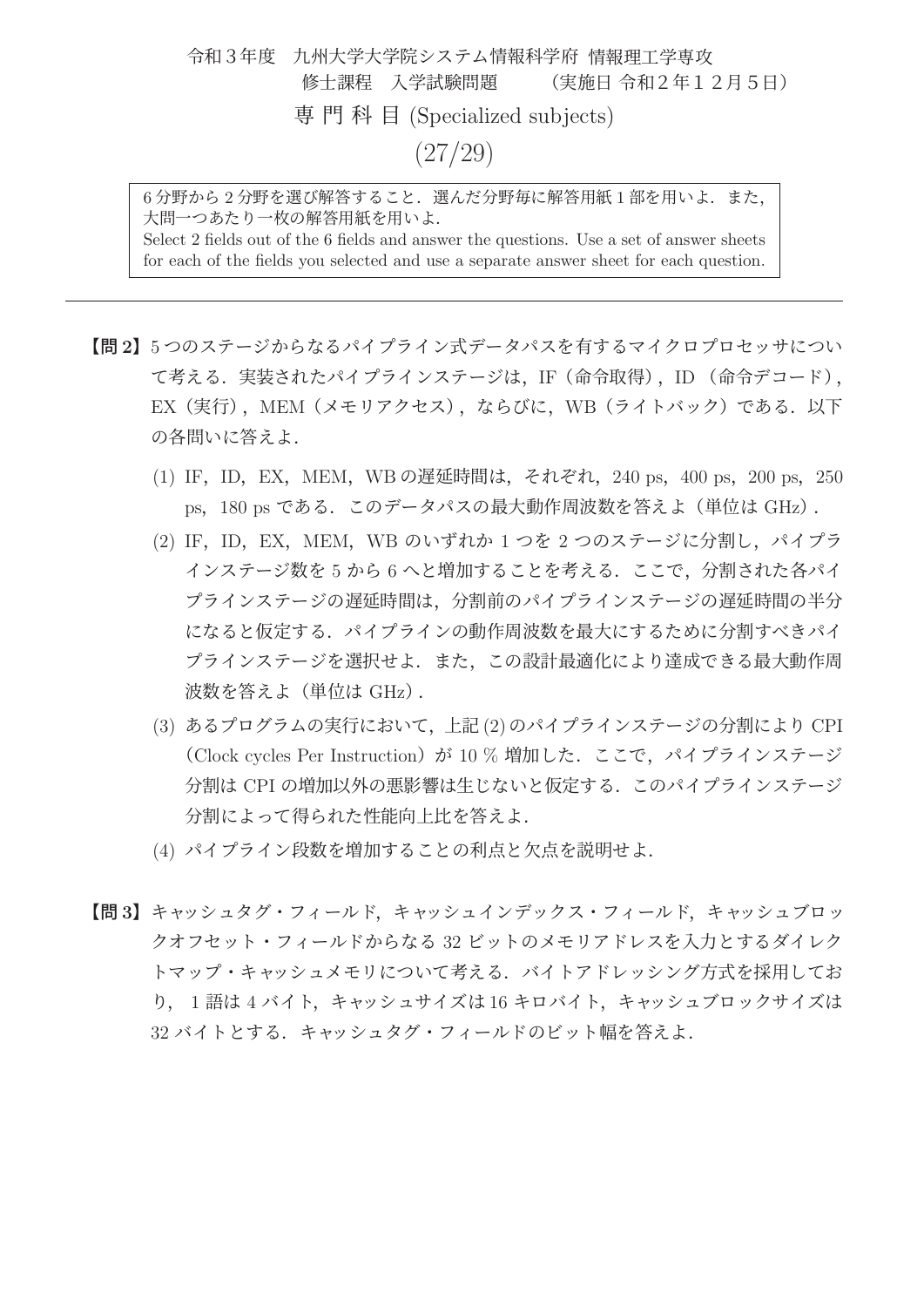令和３年度　九州大学大学院システム情報科学府 情報理工学専攻
修士課程　入学試験問題　　（実施日 令和２年１２月５日）

専 門 科 目 (Specialized subjects)

(27/29)

> 6 分野から 2 分野を選び解答すること．選んだ分野毎に解答用紙 1 部を用いよ．また，大問一つあたり一枚の解答用紙を用いよ．
> Select 2 fields out of the 6 fields and answer the questions. Use a set of answer sheets for each of the fields you selected and use a separate answer sheet for each question.

---

**【問 2】** 5 つのステージからなるパイプライン式データパスを有するマイクロプロセッサについて考える．実装されたパイプラインステージは，IF（命令取得），ID （命令デコード），EX（実行），MEM（メモリアクセス），ならびに，WB（ライトバック）である．以下の各問いに答えよ．

(1) IF，ID，EX，MEM，WB の遅延時間は，それぞれ，240 ps，400 ps，200 ps，250 ps，180 ps である．このデータパスの最大動作周波数を答えよ（単位は GHz）．

(2) IF，ID，EX，MEM，WB のいずれか 1 つを 2 つのステージに分割し，パイプラインステージ数を 5 から 6 へと増加することを考える．ここで，分割された各パイプラインステージの遅延時間は，分割前のパイプラインステージの遅延時間の半分になると仮定する．パイプラインの動作周波数を最大にするために分割すべきパイプラインステージを選択せよ．また，この設計最適化により達成できる最大動作周波数を答えよ（単位は GHz）．

(3) あるプログラムの実行において，上記 (2) のパイプラインステージの分割により CPI（Clock cycles Per Instruction）が 10 % 増加した．ここで，パイプラインステージ分割は CPI の増加以外の悪影響は生じないと仮定する．このパイプラインステージ分割によって得られた性能向上比を答えよ．

(4) パイプライン段数を増加することの利点と欠点を説明せよ．

**【問 3】** キャッシュタグ・フィールド，キャッシュインデックス・フィールド，キャッシュブロックオフセット・フィールドからなる 32 ビットのメモリアドレスを入力とするダイレクトマップ・キャッシュメモリについて考える．バイトアドレッシング方式を採用しており，１語は 4 バイト，キャッシュサイズは16 キロバイト，キャッシュブロックサイズは 32 バイトとする．キャッシュタグ・フィールドのビット幅を答えよ．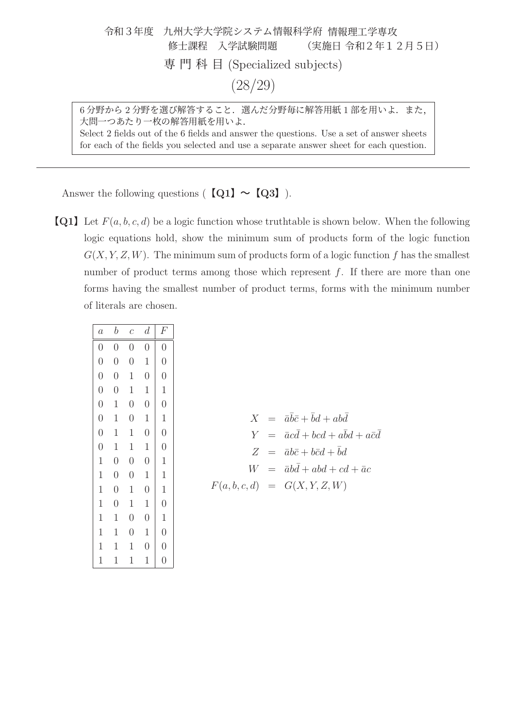令和３年度　九州大学大学院システム情報科学府 情報理工学専攻
修士課程　入学試験問題　　（実施日 令和２年１２月５日）

専 門 科 目 (Specialized subjects)

(28/29)

> 6 分野から 2 分野を選び解答すること．選んだ分野毎に解答用紙 1 部を用いよ．また，大問一つあたり一枚の解答用紙を用いよ．
> Select 2 fields out of the 6 fields and answer the questions. Use a set of answer sheets for each of the fields you selected and use a separate answer sheet for each question.

---

Answer the following questions (**【Q1】～【Q3】**).

**【Q1】** Let $F(a, b, c, d)$ be a logic function whose truthtable is shown below. When the following logic equations hold, show the minimum sum of products form of the logic function $G(X, Y, Z, W)$. The minimum sum of products form of a logic function $f$ has the smallest number of product terms among those which represent $f$. If there are more than one forms having the smallest number of product terms, forms with the minimum number of literals are chosen.

| $a$ | $b$ | $c$ | $d$ | $F$ |
|---|---|---|---|---|
| 0 | 0 | 0 | 0 | 0 |
| 0 | 0 | 0 | 1 | 0 |
| 0 | 0 | 1 | 0 | 0 |
| 0 | 0 | 1 | 1 | 1 |
| 0 | 1 | 0 | 0 | 0 |
| 0 | 1 | 0 | 1 | 1 |
| 0 | 1 | 1 | 0 | 0 |
| 0 | 1 | 1 | 1 | 0 |
| 1 | 0 | 0 | 0 | 1 |
| 1 | 0 | 0 | 1 | 1 |
| 1 | 0 | 1 | 0 | 1 |
| 1 | 0 | 1 | 1 | 0 |
| 1 | 1 | 0 | 0 | 1 |
| 1 | 1 | 0 | 1 | 0 |
| 1 | 1 | 1 | 0 | 0 |
| 1 | 1 | 1 | 1 | 0 |

$$
\begin{aligned}
X &= \bar{a}\bar{b}\bar{c} + \bar{b}d + ab\bar{d} \\
Y &= \bar{a}c\bar{d} + bcd + a\bar{b}d + a\bar{c}\bar{d} \\
Z &= \bar{a}b\bar{c} + b\bar{c}d + \bar{b}d \\
W &= \bar{a}b\bar{d} + abd + cd + \bar{a}c \\
F(a, b, c, d) &= G(X, Y, Z, W)
\end{aligned}
$$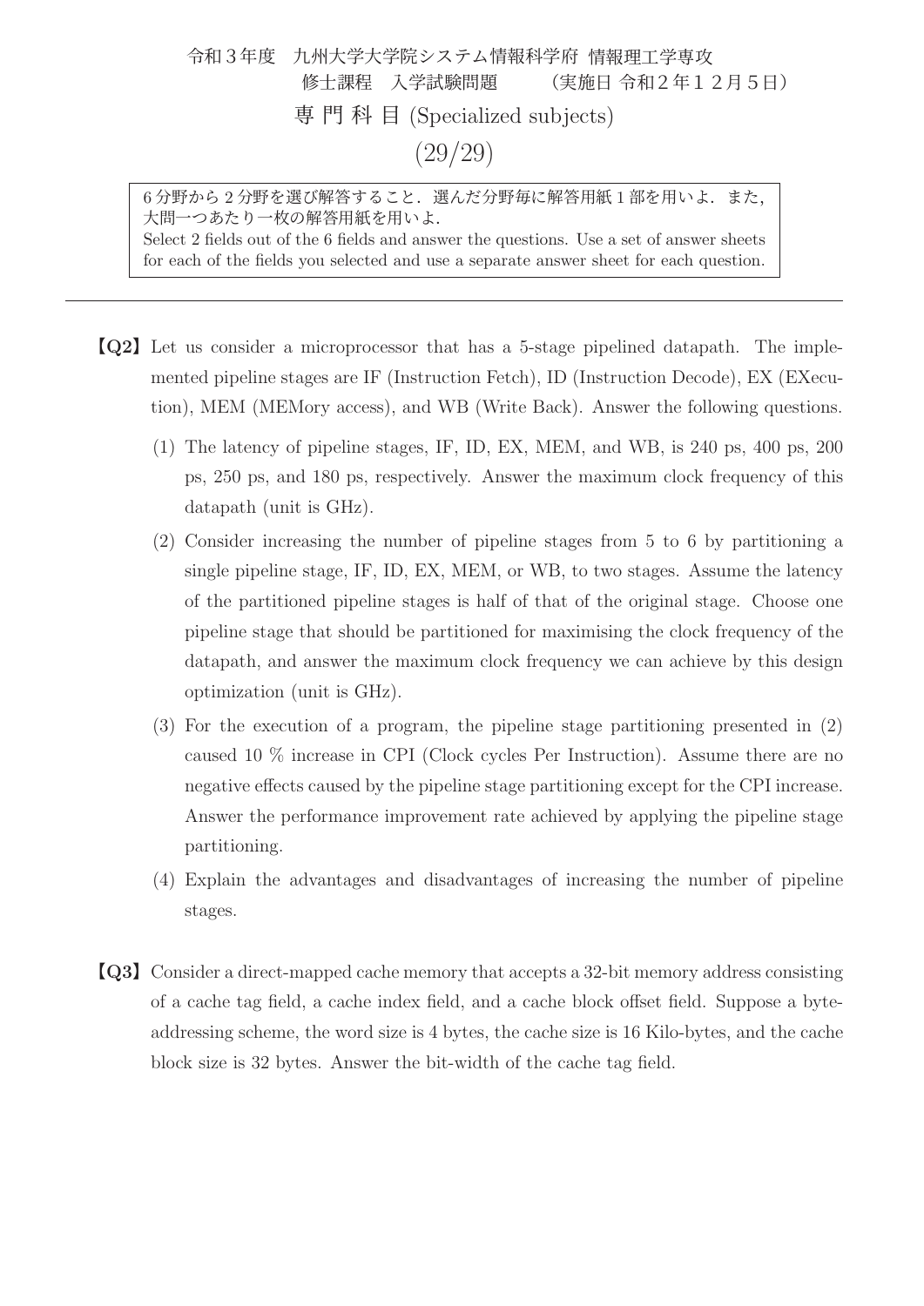令和３年度　九州大学大学院システム情報科学府 情報理工学専攻
修士課程　入学試験問題　　（実施日 令和２年１２月５日）

専 門 科 目 (Specialized subjects)

(29/29)

6 分野から 2 分野を選び解答すること．選んだ分野毎に解答用紙 1 部を用いよ．また，大問一つあたり一枚の解答用紙を用いよ．
Select 2 fields out of the 6 fields and answer the questions. Use a set of answer sheets for each of the fields you selected and use a separate answer sheet for each question.

---

**【Q2】** Let us consider a microprocessor that has a 5-stage pipelined datapath. The implemented pipeline stages are IF (Instruction Fetch), ID (Instruction Decode), EX (EXecution), MEM (MEMory access), and WB (Write Back). Answer the following questions.

(1) The latency of pipeline stages, IF, ID, EX, MEM, and WB, is 240 ps, 400 ps, 200 ps, 250 ps, and 180 ps, respectively. Answer the maximum clock frequency of this datapath (unit is GHz).

(2) Consider increasing the number of pipeline stages from 5 to 6 by partitioning a single pipeline stage, IF, ID, EX, MEM, or WB, to two stages. Assume the latency of the partitioned pipeline stages is half of that of the original stage. Choose one pipeline stage that should be partitioned for maximising the clock frequency of the datapath, and answer the maximum clock frequency we can achieve by this design optimization (unit is GHz).

(3) For the execution of a program, the pipeline stage partitioning presented in (2) caused 10 % increase in CPI (Clock cycles Per Instruction). Assume there are no negative effects caused by the pipeline stage partitioning except for the CPI increase. Answer the performance improvement rate achieved by applying the pipeline stage partitioning.

(4) Explain the advantages and disadvantages of increasing the number of pipeline stages.

**【Q3】** Consider a direct-mapped cache memory that accepts a 32-bit memory address consisting of a cache tag field, a cache index field, and a cache block offset field. Suppose a byte-addressing scheme, the word size is 4 bytes, the cache size is 16 Kilo-bytes, and the cache block size is 32 bytes. Answer the bit-width of the cache tag field.